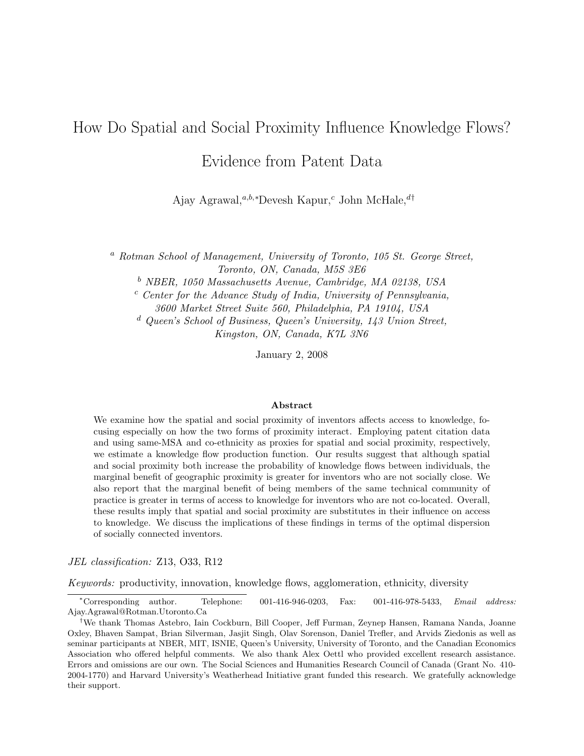# How Do Spatial and Social Proximity Influence Knowledge Flows? Evidence from Patent Data

Ajay Agrawal,[a,b,*] Devesh Kapur,[c] John McHale,[d†]

[a] *Rotman School of Management, University of Toronto, 105 St. George Street, Toronto, ON, Canada, M5S 3E6*

[b] *NBER, 1050 Massachusetts Avenue, Cambridge, MA 02138, USA*

[c] *Center for the Advance Study of India, University of Pennsylvania, 3600 Market Street Suite 560, Philadelphia, PA 19104, USA*

[d] *Queen's School of Business, Queen's University, 143 Union Street, Kingston, ON, Canada, K7L 3N6*

January 2, 2008

**Abstract**

We examine how the spatial and social proximity of inventors affects access to knowledge, focusing especially on how the two forms of proximity interact. Employing patent citation data and using same-MSA and co-ethnicity as proxies for spatial and social proximity, respectively, we estimate a knowledge flow production function. Our results suggest that although spatial and social proximity both increase the probability of knowledge flows between individuals, the marginal benefit of geographic proximity is greater for inventors who are not socially close. We also report that the marginal benefit of being members of the same technical community of practice is greater in terms of access to knowledge for inventors who are not co-located. Overall, these results imply that spatial and social proximity are substitutes in their influence on access to knowledge. We discuss the implications of these findings in terms of the optimal dispersion of socially connected inventors.

*JEL classification:* Z13, O33, R12

*Keywords:* productivity, innovation, knowledge flows, agglomeration, ethnicity, diversity

---

*Corresponding author. Telephone: 001-416-946-0203, Fax: 001-416-978-5433, *Email address:* Ajay.Agrawal@Rotman.Utoronto.Ca

†We thank Thomas Astebro, Iain Cockburn, Bill Cooper, Jeff Furman, Zeynep Hansen, Ramana Nanda, Joanne Oxley, Bhaven Sampat, Brian Silverman, Jasjit Singh, Olav Sorenson, Daniel Trefler, and Arvids Ziedonis as well as seminar participants at NBER, MIT, ISNIE, Queen's University, University of Toronto, and the Canadian Economics Association who offered helpful comments. We also thank Alex Oettl who provided excellent research assistance. Errors and omissions are our own. The Social Sciences and Humanities Research Council of Canada (Grant No. 410-2004-1770) and Harvard University's Weatherhead Initiative grant funded this research. We gratefully acknowledge their support.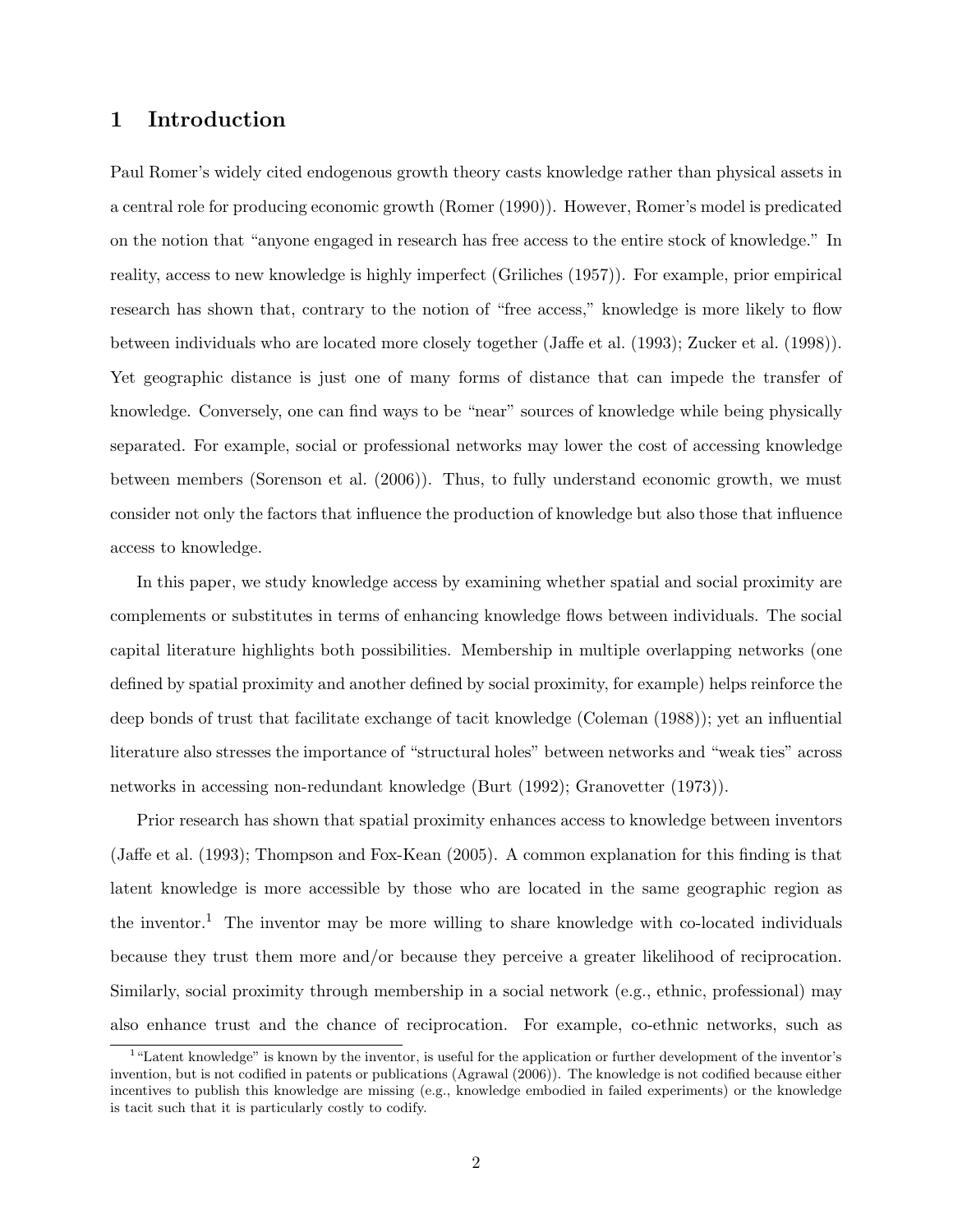# 1 Introduction

Paul Romer's widely cited endogenous growth theory casts knowledge rather than physical assets in a central role for producing economic growth (Romer (1990)). However, Romer's model is predicated on the notion that "anyone engaged in research has free access to the entire stock of knowledge." In reality, access to new knowledge is highly imperfect (Griliches (1957)). For example, prior empirical research has shown that, contrary to the notion of "free access," knowledge is more likely to flow between individuals who are located more closely together (Jaffe et al. (1993); Zucker et al. (1998)). Yet geographic distance is just one of many forms of distance that can impede the transfer of knowledge. Conversely, one can find ways to be "near" sources of knowledge while being physically separated. For example, social or professional networks may lower the cost of accessing knowledge between members (Sorenson et al. (2006)). Thus, to fully understand economic growth, we must consider not only the factors that influence the production of knowledge but also those that influence access to knowledge.

In this paper, we study knowledge access by examining whether spatial and social proximity are complements or substitutes in terms of enhancing knowledge flows between individuals. The social capital literature highlights both possibilities. Membership in multiple overlapping networks (one defined by spatial proximity and another defined by social proximity, for example) helps reinforce the deep bonds of trust that facilitate exchange of tacit knowledge (Coleman (1988)); yet an influential literature also stresses the importance of "structural holes" between networks and "weak ties" across networks in accessing non-redundant knowledge (Burt (1992); Granovetter (1973)).

Prior research has shown that spatial proximity enhances access to knowledge between inventors (Jaffe et al. (1993); Thompson and Fox-Kean (2005). A common explanation for this finding is that latent knowledge is more accessible by those who are located in the same geographic region as the inventor.[1] The inventor may be more willing to share knowledge with co-located individuals because they trust them more and/or because they perceive a greater likelihood of reciprocation. Similarly, social proximity through membership in a social network (e.g., ethnic, professional) may also enhance trust and the chance of reciprocation. For example, co-ethnic networks, such as

[1] "Latent knowledge" is known by the inventor, is useful for the application or further development of the inventor's invention, but is not codified in patents or publications (Agrawal (2006)). The knowledge is not codified because either incentives to publish this knowledge are missing (e.g., knowledge embodied in failed experiments) or the knowledge is tacit such that it is particularly costly to codify.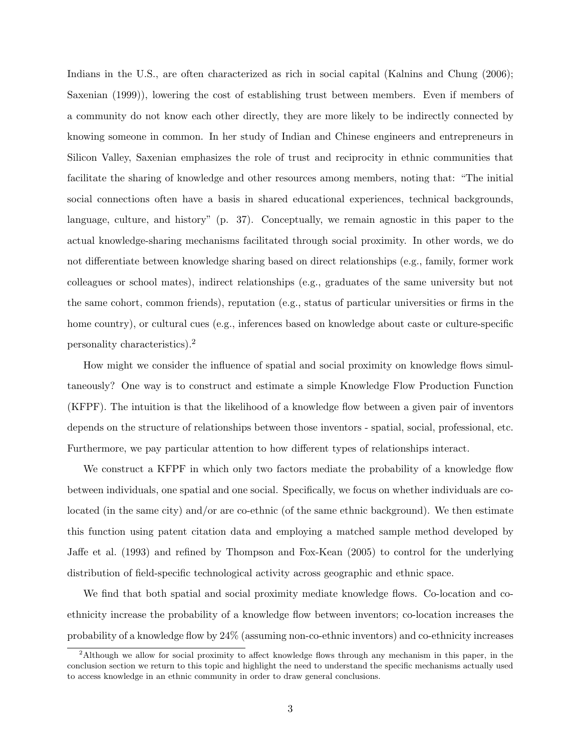Indians in the U.S., are often characterized as rich in social capital (Kalnins and Chung (2006); Saxenian (1999)), lowering the cost of establishing trust between members. Even if members of a community do not know each other directly, they are more likely to be indirectly connected by knowing someone in common. In her study of Indian and Chinese engineers and entrepreneurs in Silicon Valley, Saxenian emphasizes the role of trust and reciprocity in ethnic communities that facilitate the sharing of knowledge and other resources among members, noting that: "The initial social connections often have a basis in shared educational experiences, technical backgrounds, language, culture, and history" (p. 37). Conceptually, we remain agnostic in this paper to the actual knowledge-sharing mechanisms facilitated through social proximity. In other words, we do not differentiate between knowledge sharing based on direct relationships (e.g., family, former work colleagues or school mates), indirect relationships (e.g., graduates of the same university but not the same cohort, common friends), reputation (e.g., status of particular universities or firms in the home country), or cultural cues (e.g., inferences based on knowledge about caste or culture-specific personality characteristics).[2]

How might we consider the influence of spatial and social proximity on knowledge flows simultaneously? One way is to construct and estimate a simple Knowledge Flow Production Function (KFPF). The intuition is that the likelihood of a knowledge flow between a given pair of inventors depends on the structure of relationships between those inventors - spatial, social, professional, etc. Furthermore, we pay particular attention to how different types of relationships interact.

We construct a KFPF in which only two factors mediate the probability of a knowledge flow between individuals, one spatial and one social. Specifically, we focus on whether individuals are co-located (in the same city) and/or are co-ethnic (of the same ethnic background). We then estimate this function using patent citation data and employing a matched sample method developed by Jaffe et al. (1993) and refined by Thompson and Fox-Kean (2005) to control for the underlying distribution of field-specific technological activity across geographic and ethnic space.

We find that both spatial and social proximity mediate knowledge flows. Co-location and co-ethnicity increase the probability of a knowledge flow between inventors; co-location increases the probability of a knowledge flow by 24% (assuming non-co-ethnic inventors) and co-ethnicity increases

[2]Although we allow for social proximity to affect knowledge flows through any mechanism in this paper, in the conclusion section we return to this topic and highlight the need to understand the specific mechanisms actually used to access knowledge in an ethnic community in order to draw general conclusions.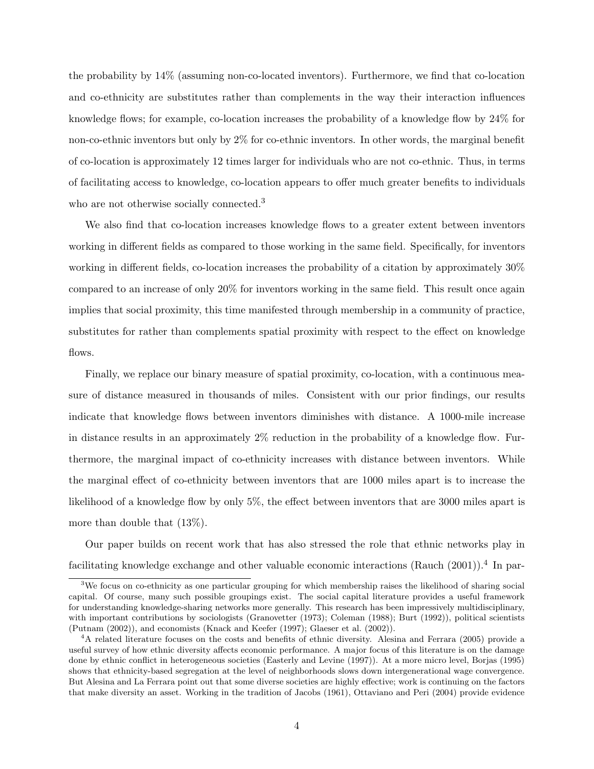the probability by 14% (assuming non-co-located inventors). Furthermore, we find that co-location and co-ethnicity are substitutes rather than complements in the way their interaction influences knowledge flows; for example, co-location increases the probability of a knowledge flow by 24% for non-co-ethnic inventors but only by 2% for co-ethnic inventors. In other words, the marginal benefit of co-location is approximately 12 times larger for individuals who are not co-ethnic. Thus, in terms of facilitating access to knowledge, co-location appears to offer much greater benefits to individuals who are not otherwise socially connected.[3]

We also find that co-location increases knowledge flows to a greater extent between inventors working in different fields as compared to those working in the same field. Specifically, for inventors working in different fields, co-location increases the probability of a citation by approximately 30% compared to an increase of only 20% for inventors working in the same field. This result once again implies that social proximity, this time manifested through membership in a community of practice, substitutes for rather than complements spatial proximity with respect to the effect on knowledge flows.

Finally, we replace our binary measure of spatial proximity, co-location, with a continuous measure of distance measured in thousands of miles. Consistent with our prior findings, our results indicate that knowledge flows between inventors diminishes with distance. A 1000-mile increase in distance results in an approximately 2% reduction in the probability of a knowledge flow. Furthermore, the marginal impact of co-ethnicity increases with distance between inventors. While the marginal effect of co-ethnicity between inventors that are 1000 miles apart is to increase the likelihood of a knowledge flow by only 5%, the effect between inventors that are 3000 miles apart is more than double that (13%).

Our paper builds on recent work that has also stressed the role that ethnic networks play in facilitating knowledge exchange and other valuable economic interactions (Rauch (2001)).[4] In par-

[3] We focus on co-ethnicity as one particular grouping for which membership raises the likelihood of sharing social capital. Of course, many such possible groupings exist. The social capital literature provides a useful framework for understanding knowledge-sharing networks more generally. This research has been impressively multidisciplinary, with important contributions by sociologists (Granovetter (1973); Coleman (1988); Burt (1992)), political scientists (Putnam (2002)), and economists (Knack and Keefer (1997); Glaeser et al. (2002)).

[4] A related literature focuses on the costs and benefits of ethnic diversity. Alesina and Ferrara (2005) provide a useful survey of how ethnic diversity affects economic performance. A major focus of this literature is on the damage done by ethnic conflict in heterogeneous societies (Easterly and Levine (1997)). At a more micro level, Borjas (1995) shows that ethnicity-based segregation at the level of neighborhoods slows down intergenerational wage convergence. But Alesina and La Ferrara point out that some diverse societies are highly effective; work is continuing on the factors that make diversity an asset. Working in the tradition of Jacobs (1961), Ottaviano and Peri (2004) provide evidence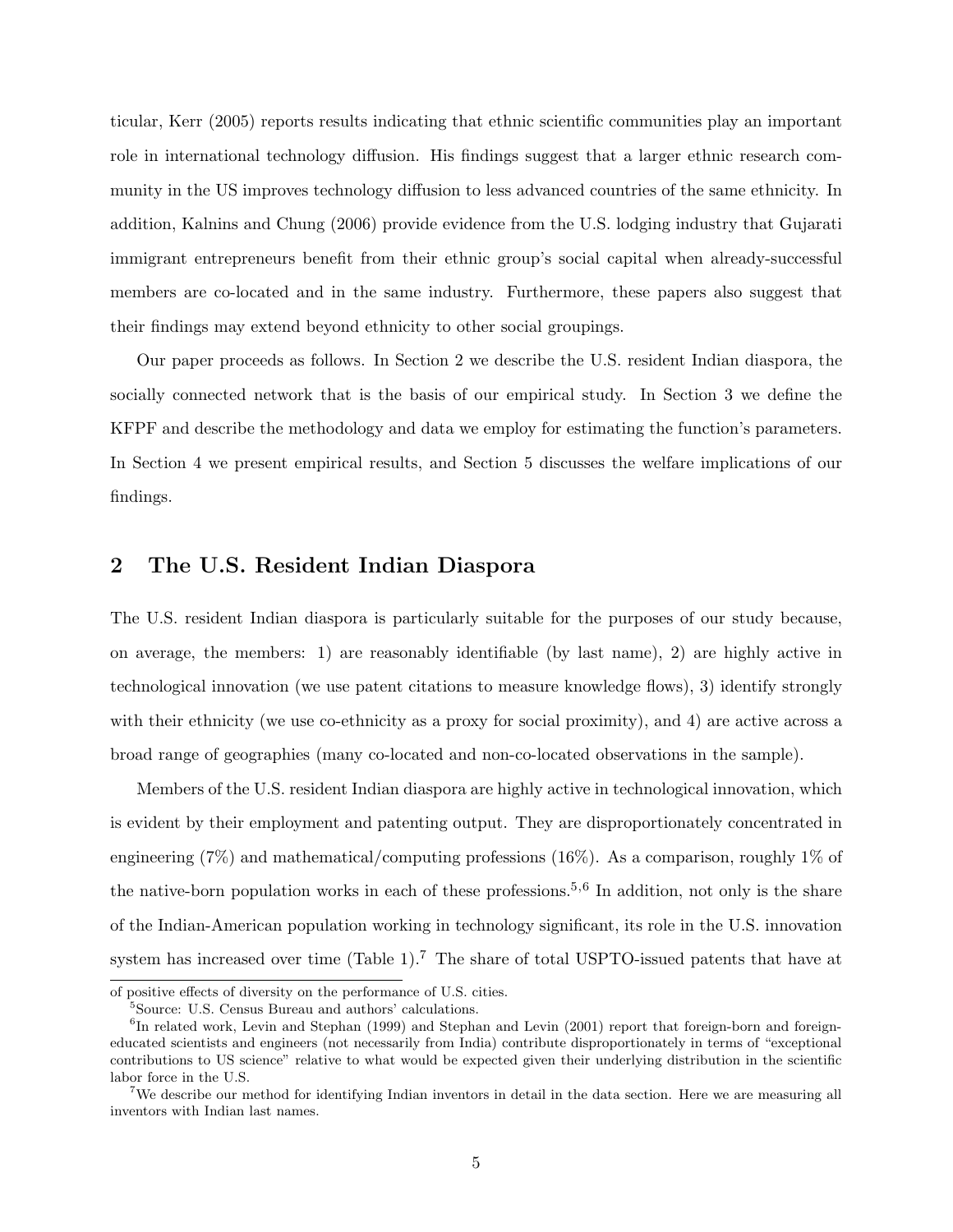ticular, Kerr (2005) reports results indicating that ethnic scientific communities play an important role in international technology diffusion. His findings suggest that a larger ethnic research community in the US improves technology diffusion to less advanced countries of the same ethnicity. In addition, Kalnins and Chung (2006) provide evidence from the U.S. lodging industry that Gujarati immigrant entrepreneurs benefit from their ethnic group's social capital when already-successful members are co-located and in the same industry. Furthermore, these papers also suggest that their findings may extend beyond ethnicity to other social groupings.

Our paper proceeds as follows. In Section 2 we describe the U.S. resident Indian diaspora, the socially connected network that is the basis of our empirical study. In Section 3 we define the KFPF and describe the methodology and data we employ for estimating the function's parameters. In Section 4 we present empirical results, and Section 5 discusses the welfare implications of our findings.

## 2 The U.S. Resident Indian Diaspora

The U.S. resident Indian diaspora is particularly suitable for the purposes of our study because, on average, the members: 1) are reasonably identifiable (by last name), 2) are highly active in technological innovation (we use patent citations to measure knowledge flows), 3) identify strongly with their ethnicity (we use co-ethnicity as a proxy for social proximity), and 4) are active across a broad range of geographies (many co-located and non-co-located observations in the sample).

Members of the U.S. resident Indian diaspora are highly active in technological innovation, which is evident by their employment and patenting output. They are disproportionately concentrated in engineering (7%) and mathematical/computing professions (16%). As a comparison, roughly 1% of the native-born population works in each of these professions.[5,6] In addition, not only is the share of the Indian-American population working in technology significant, its role in the U.S. innovation system has increased over time (Table 1).[7] The share of total USPTO-issued patents that have at

of positive effects of diversity on the performance of U.S. cities.

[5] Source: U.S. Census Bureau and authors' calculations.

[6] In related work, Levin and Stephan (1999) and Stephan and Levin (2001) report that foreign-born and foreign-educated scientists and engineers (not necessarily from India) contribute disproportionately in terms of "exceptional contributions to US science" relative to what would be expected given their underlying distribution in the scientific labor force in the U.S.

[7] We describe our method for identifying Indian inventors in detail in the data section. Here we are measuring all inventors with Indian last names.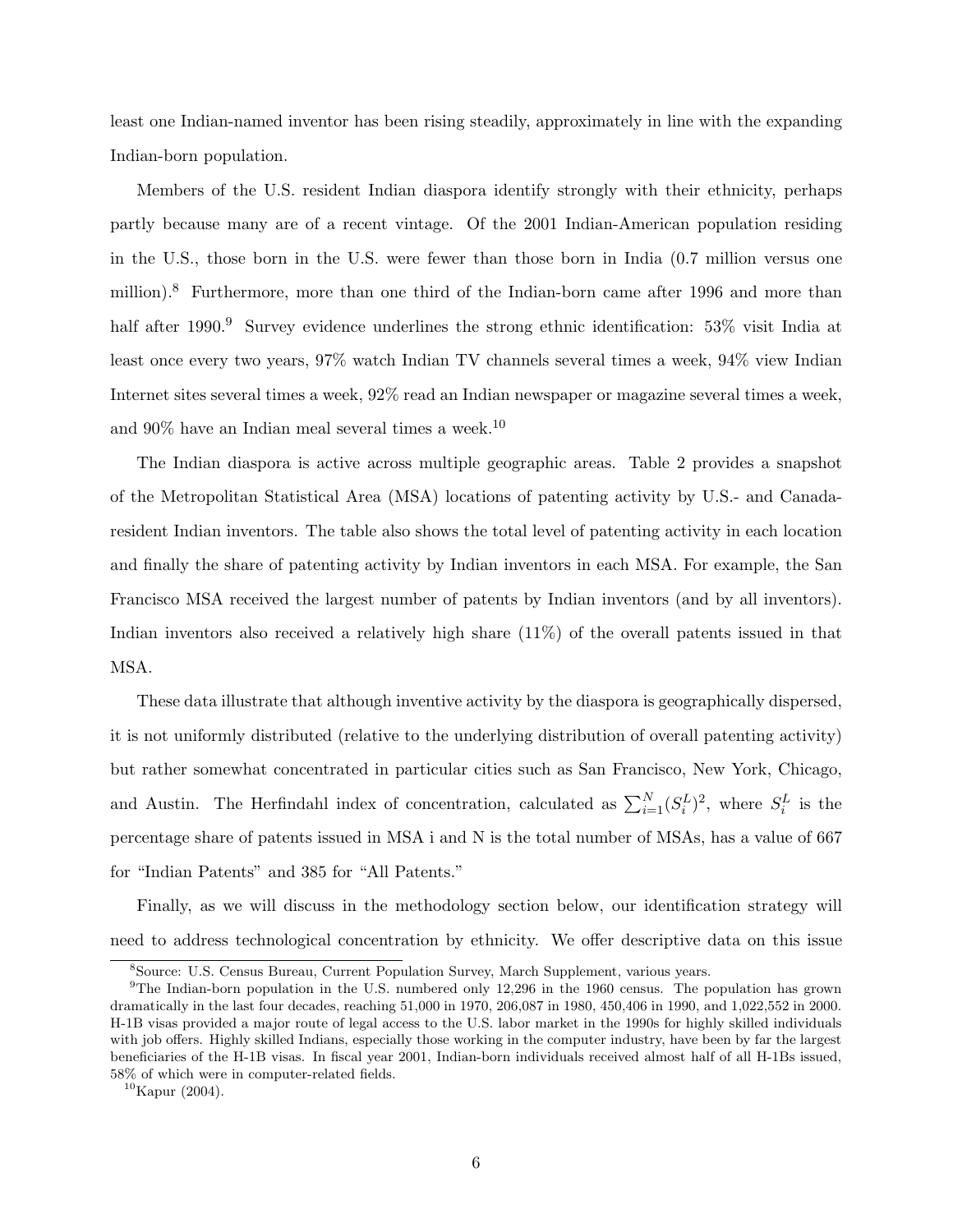least one Indian-named inventor has been rising steadily, approximately in line with the expanding Indian-born population.

Members of the U.S. resident Indian diaspora identify strongly with their ethnicity, perhaps partly because many are of a recent vintage. Of the 2001 Indian-American population residing in the U.S., those born in the U.S. were fewer than those born in India (0.7 million versus one million).[8] Furthermore, more than one third of the Indian-born came after 1996 and more than half after 1990.[9] Survey evidence underlines the strong ethnic identification: 53% visit India at least once every two years, 97% watch Indian TV channels several times a week, 94% view Indian Internet sites several times a week, 92% read an Indian newspaper or magazine several times a week, and 90% have an Indian meal several times a week.[10]

The Indian diaspora is active across multiple geographic areas. Table 2 provides a snapshot of the Metropolitan Statistical Area (MSA) locations of patenting activity by U.S.- and Canada-resident Indian inventors. The table also shows the total level of patenting activity in each location and finally the share of patenting activity by Indian inventors in each MSA. For example, the San Francisco MSA received the largest number of patents by Indian inventors (and by all inventors). Indian inventors also received a relatively high share (11%) of the overall patents issued in that MSA.

These data illustrate that although inventive activity by the diaspora is geographically dispersed, it is not uniformly distributed (relative to the underlying distribution of overall patenting activity) but rather somewhat concentrated in particular cities such as San Francisco, New York, Chicago, and Austin. The Herfindahl index of concentration, calculated as $\sum_{i=1}^{N}(S_i^L)^2$, where $S_i^L$ is the percentage share of patents issued in MSA i and N is the total number of MSAs, has a value of 667 for "Indian Patents" and 385 for "All Patents."

Finally, as we will discuss in the methodology section below, our identification strategy will need to address technological concentration by ethnicity. We offer descriptive data on this issue

[8] Source: U.S. Census Bureau, Current Population Survey, March Supplement, various years.

[9] The Indian-born population in the U.S. numbered only 12,296 in the 1960 census. The population has grown dramatically in the last four decades, reaching 51,000 in 1970, 206,087 in 1980, 450,406 in 1990, and 1,022,552 in 2000. H-1B visas provided a major route of legal access to the U.S. labor market in the 1990s for highly skilled individuals with job offers. Highly skilled Indians, especially those working in the computer industry, have been by far the largest beneficiaries of the H-1B visas. In fiscal year 2001, Indian-born individuals received almost half of all H-1Bs issued, 58% of which were in computer-related fields.

[10] Kapur (2004).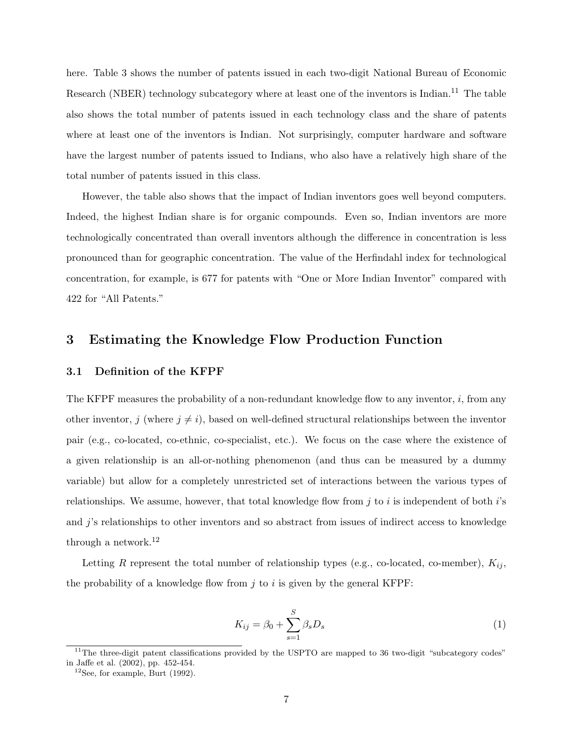here. Table 3 shows the number of patents issued in each two-digit National Bureau of Economic Research (NBER) technology subcategory where at least one of the inventors is Indian.[11] The table also shows the total number of patents issued in each technology class and the share of patents where at least one of the inventors is Indian. Not surprisingly, computer hardware and software have the largest number of patents issued to Indians, who also have a relatively high share of the total number of patents issued in this class.

However, the table also shows that the impact of Indian inventors goes well beyond computers. Indeed, the highest Indian share is for organic compounds. Even so, Indian inventors are more technologically concentrated than overall inventors although the difference in concentration is less pronounced than for geographic concentration. The value of the Herfindahl index for technological concentration, for example, is 677 for patents with "One or More Indian Inventor" compared with 422 for "All Patents."

## 3 Estimating the Knowledge Flow Production Function

### 3.1 Definition of the KFPF

The KFPF measures the probability of a non-redundant knowledge flow to any inventor, $i$, from any other inventor, $j$ (where $j \neq i$), based on well-defined structural relationships between the inventor pair (e.g., co-located, co-ethnic, co-specialist, etc.). We focus on the case where the existence of a given relationship is an all-or-nothing phenomenon (and thus can be measured by a dummy variable) but allow for a completely unrestricted set of interactions between the various types of relationships. We assume, however, that total knowledge flow from $j$ to $i$ is independent of both $i$'s and $j$'s relationships to other inventors and so abstract from issues of indirect access to knowledge through a network.[12]

Letting $R$ represent the total number of relationship types (e.g., co-located, co-member), $K_{ij}$, the probability of a knowledge flow from $j$ to $i$ is given by the general KFPF:

$$K_{ij} = \beta_0 + \sum_{s=1}^{S} \beta_s D_s \tag{1}$$

[11] The three-digit patent classifications provided by the USPTO are mapped to 36 two-digit "subcategory codes" in Jaffe et al. (2002), pp. 452-454.

[12] See, for example, Burt (1992).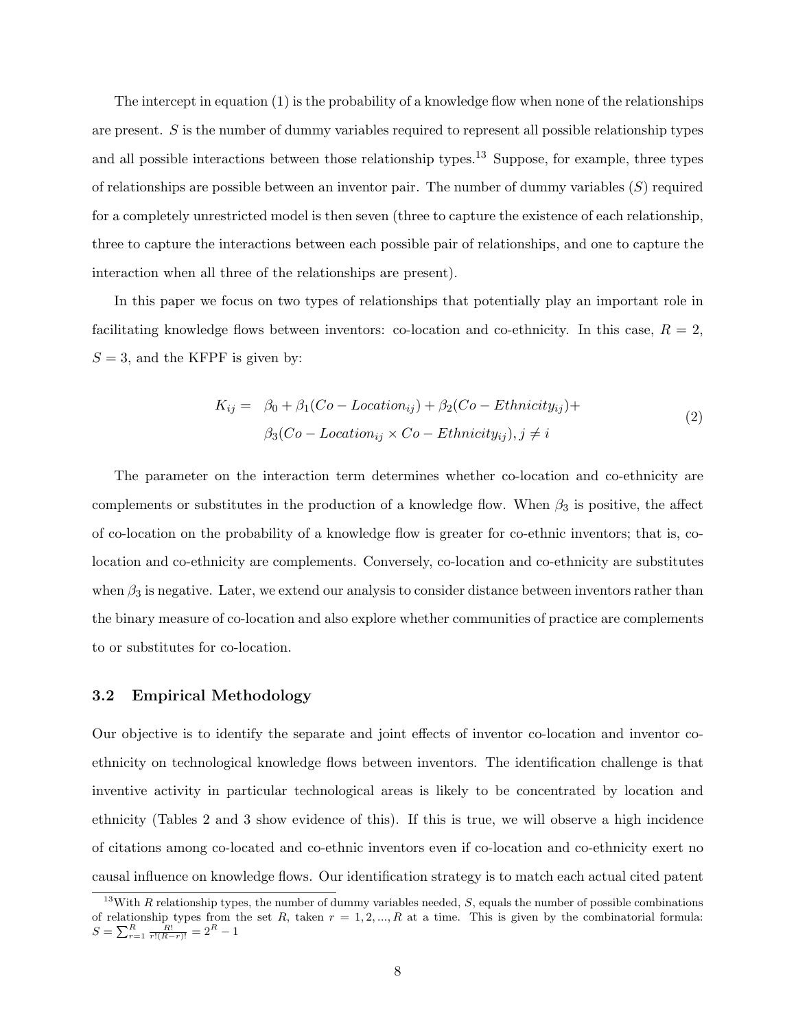The intercept in equation (1) is the probability of a knowledge flow when none of the relationships are present. $S$ is the number of dummy variables required to represent all possible relationship types and all possible interactions between those relationship types.[13] Suppose, for example, three types of relationships are possible between an inventor pair. The number of dummy variables ($S$) required for a completely unrestricted model is then seven (three to capture the existence of each relationship, three to capture the interactions between each possible pair of relationships, and one to capture the interaction when all three of the relationships are present).

In this paper we focus on two types of relationships that potentially play an important role in facilitating knowledge flows between inventors: co-location and co-ethnicity. In this case, $R = 2$, $S = 3$, and the KFPF is given by:

$$
\begin{aligned}
K_{ij} = \quad & \beta_0 + \beta_1(Co-Location_{ij}) + \beta_2(Co-Ethnicity_{ij}) + \\
& \beta_3(Co-Location_{ij} \times Co-Ethnicity_{ij}), j \neq i
\end{aligned}
\tag{2}
$$

The parameter on the interaction term determines whether co-location and co-ethnicity are complements or substitutes in the production of a knowledge flow. When $\beta_3$ is positive, the affect of co-location on the probability of a knowledge flow is greater for co-ethnic inventors; that is, co-location and co-ethnicity are complements. Conversely, co-location and co-ethnicity are substitutes when $\beta_3$ is negative. Later, we extend our analysis to consider distance between inventors rather than the binary measure of co-location and also explore whether communities of practice are complements to or substitutes for co-location.

### 3.2 Empirical Methodology

Our objective is to identify the separate and joint effects of inventor co-location and inventor co-ethnicity on technological knowledge flows between inventors. The identification challenge is that inventive activity in particular technological areas is likely to be concentrated by location and ethnicity (Tables 2 and 3 show evidence of this). If this is true, we will observe a high incidence of citations among co-located and co-ethnic inventors even if co-location and co-ethnicity exert no causal influence on knowledge flows. Our identification strategy is to match each actual cited patent

[13] With $R$ relationship types, the number of dummy variables needed, $S$, equals the number of possible combinations of relationship types from the set $R$, taken $r = 1, 2, ..., R$ at a time. This is given by the combinatorial formula: $S = \sum_{r=1}^{R} \frac{R!}{r!(R-r)!} = 2^R - 1$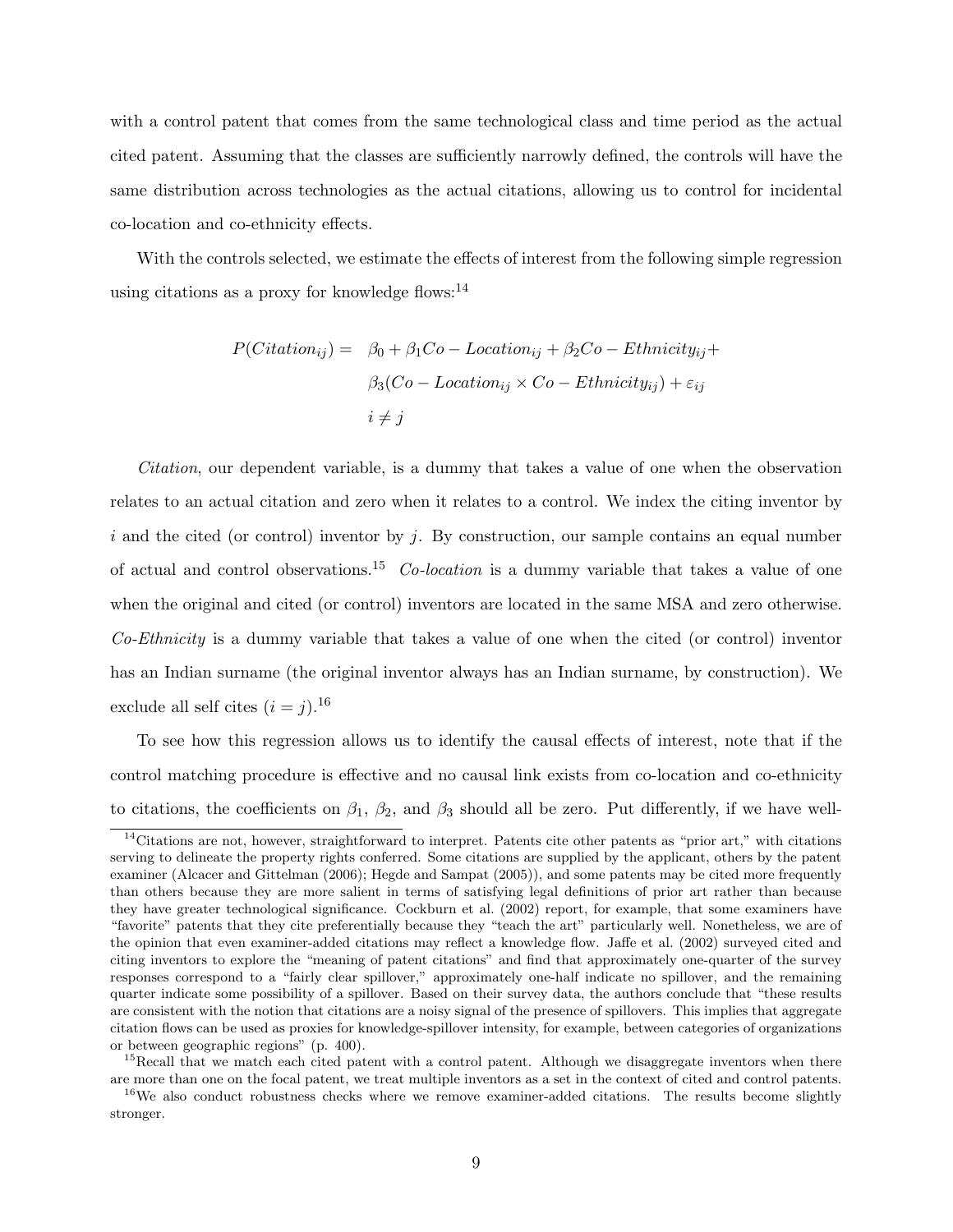with a control patent that comes from the same technological class and time period as the actual cited patent. Assuming that the classes are sufficiently narrowly defined, the controls will have the same distribution across technologies as the actual citations, allowing us to control for incidental co-location and co-ethnicity effects.

With the controls selected, we estimate the effects of interest from the following simple regression using citations as a proxy for knowledge flows:[14]

$$
\begin{aligned}
P(Citation_{ij}) = \quad & \beta_0 + \beta_1 Co-Location_{ij} + \beta_2 Co-Ethnicity_{ij} + \\
& \beta_3 (Co-Location_{ij} \times Co-Ethnicity_{ij}) + \varepsilon_{ij} \\
& i \neq j
\end{aligned}
$$

*Citation*, our dependent variable, is a dummy that takes a value of one when the observation relates to an actual citation and zero when it relates to a control. We index the citing inventor by $i$ and the cited (or control) inventor by $j$. By construction, our sample contains an equal number of actual and control observations.[15] *Co-location* is a dummy variable that takes a value of one when the original and cited (or control) inventors are located in the same MSA and zero otherwise. *Co-Ethnicity* is a dummy variable that takes a value of one when the cited (or control) inventor has an Indian surname (the original inventor always has an Indian surname, by construction). We exclude all self cites ($i = j$).[16]

To see how this regression allows us to identify the causal effects of interest, note that if the control matching procedure is effective and no causal link exists from co-location and co-ethnicity to citations, the coefficients on $\beta_1$, $\beta_2$, and $\beta_3$ should all be zero. Put differently, if we have well-

---

[14] Citations are not, however, straightforward to interpret. Patents cite other patents as "prior art," with citations serving to delineate the property rights conferred. Some citations are supplied by the applicant, others by the patent examiner (Alcacer and Gittelman (2006); Hegde and Sampat (2005)), and some patents may be cited more frequently than others because they are more salient in terms of satisfying legal definitions of prior art rather than because they have greater technological significance. Cockburn et al. (2002) report, for example, that some examiners have "favorite" patents that they cite preferentially because they "teach the art" particularly well. Nonetheless, we are of the opinion that even examiner-added citations may reflect a knowledge flow. Jaffe et al. (2002) surveyed cited and citing inventors to explore the "meaning of patent citations" and find that approximately one-quarter of the survey responses correspond to a "fairly clear spillover," approximately one-half indicate no spillover, and the remaining quarter indicate some possibility of a spillover. Based on their survey data, the authors conclude that "these results are consistent with the notion that citations are a noisy signal of the presence of spillovers. This implies that aggregate citation flows can be used as proxies for knowledge-spillover intensity, for example, between categories of organizations or between geographic regions" (p. 400).

[15] Recall that we match each cited patent with a control patent. Although we disaggregate inventors when there are more than one on the focal patent, we treat multiple inventors as a set in the context of cited and control patents.

[16] We also conduct robustness checks where we remove examiner-added citations. The results become slightly stronger.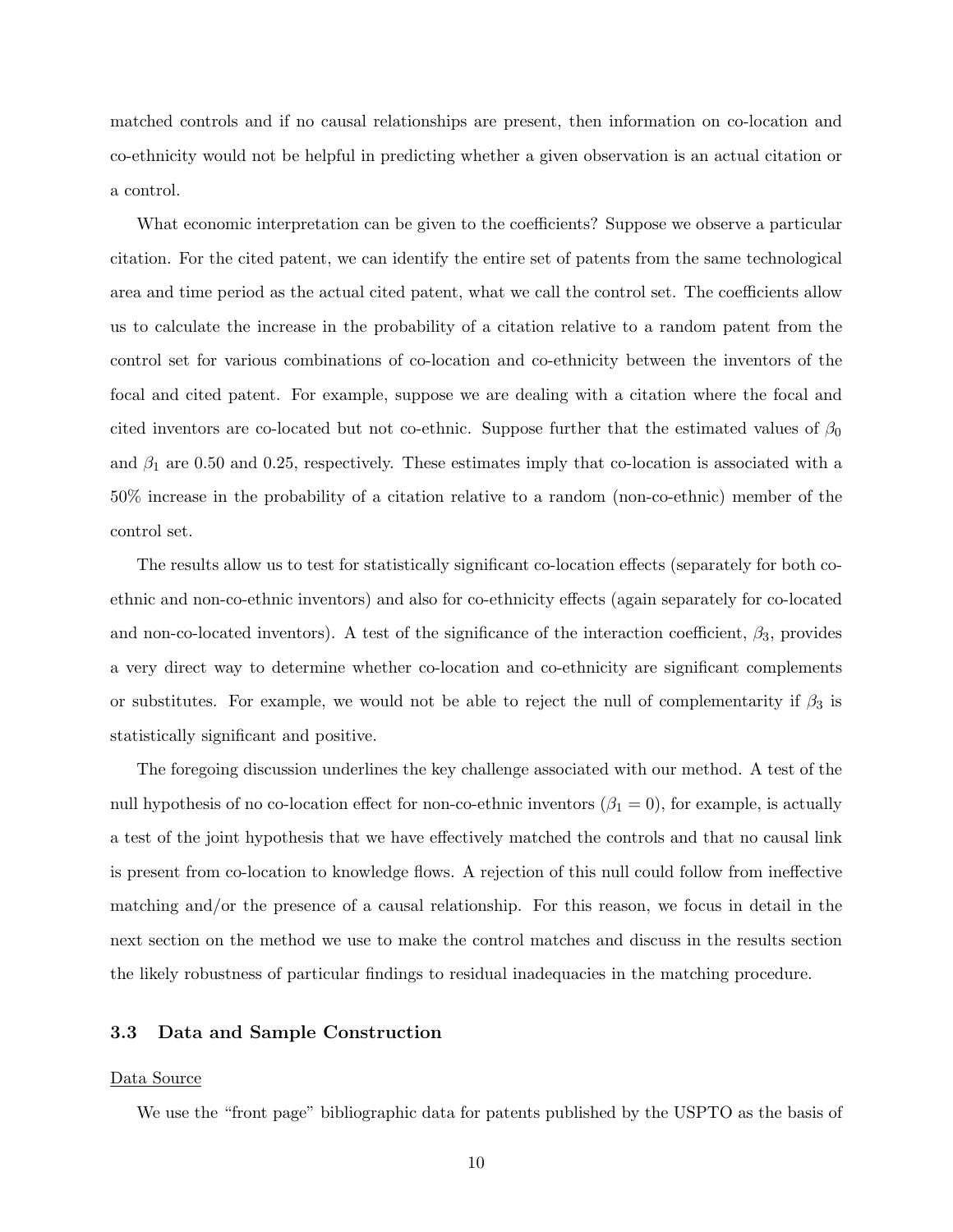matched controls and if no causal relationships are present, then information on co-location and co-ethnicity would not be helpful in predicting whether a given observation is an actual citation or a control.

What economic interpretation can be given to the coefficients? Suppose we observe a particular citation. For the cited patent, we can identify the entire set of patents from the same technological area and time period as the actual cited patent, what we call the control set. The coefficients allow us to calculate the increase in the probability of a citation relative to a random patent from the control set for various combinations of co-location and co-ethnicity between the inventors of the focal and cited patent. For example, suppose we are dealing with a citation where the focal and cited inventors are co-located but not co-ethnic. Suppose further that the estimated values of $\beta_0$ and $\beta_1$ are 0.50 and 0.25, respectively. These estimates imply that co-location is associated with a 50% increase in the probability of a citation relative to a random (non-co-ethnic) member of the control set.

The results allow us to test for statistically significant co-location effects (separately for both co-ethnic and non-co-ethnic inventors) and also for co-ethnicity effects (again separately for co-located and non-co-located inventors). A test of the significance of the interaction coefficient, $\beta_3$, provides a very direct way to determine whether co-location and co-ethnicity are significant complements or substitutes. For example, we would not be able to reject the null of complementarity if $\beta_3$ is statistically significant and positive.

The foregoing discussion underlines the key challenge associated with our method. A test of the null hypothesis of no co-location effect for non-co-ethnic inventors ($\beta_1 = 0$), for example, is actually a test of the joint hypothesis that we have effectively matched the controls and that no causal link is present from co-location to knowledge flows. A rejection of this null could follow from ineffective matching and/or the presence of a causal relationship. For this reason, we focus in detail in the next section on the method we use to make the control matches and discuss in the results section the likely robustness of particular findings to residual inadequacies in the matching procedure.

### 3.3 Data and Sample Construction

Data Source

We use the "front page" bibliographic data for patents published by the USPTO as the basis of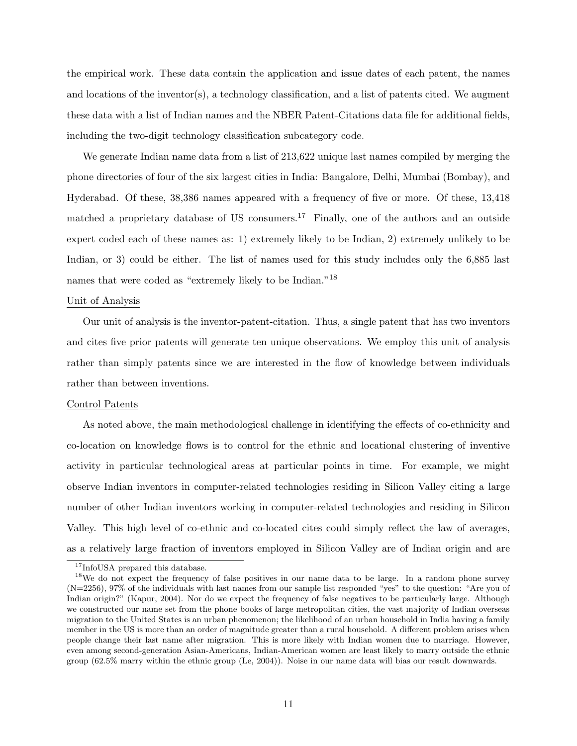the empirical work. These data contain the application and issue dates of each patent, the names and locations of the inventor(s), a technology classification, and a list of patents cited. We augment these data with a list of Indian names and the NBER Patent-Citations data file for additional fields, including the two-digit technology classification subcategory code.

We generate Indian name data from a list of 213,622 unique last names compiled by merging the phone directories of four of the six largest cities in India: Bangalore, Delhi, Mumbai (Bombay), and Hyderabad. Of these, 38,386 names appeared with a frequency of five or more. Of these, 13,418 matched a proprietary database of US consumers.[17] Finally, one of the authors and an outside expert coded each of these names as: 1) extremely likely to be Indian, 2) extremely unlikely to be Indian, or 3) could be either. The list of names used for this study includes only the 6,885 last names that were coded as "extremely likely to be Indian."[18]

Unit of Analysis

Our unit of analysis is the inventor-patent-citation. Thus, a single patent that has two inventors and cites five prior patents will generate ten unique observations. We employ this unit of analysis rather than simply patents since we are interested in the flow of knowledge between individuals rather than between inventions.

Control Patents

As noted above, the main methodological challenge in identifying the effects of co-ethnicity and co-location on knowledge flows is to control for the ethnic and locational clustering of inventive activity in particular technological areas at particular points in time. For example, we might observe Indian inventors in computer-related technologies residing in Silicon Valley citing a large number of other Indian inventors working in computer-related technologies and residing in Silicon Valley. This high level of co-ethnic and co-located cites could simply reflect the law of averages, as a relatively large fraction of inventors employed in Silicon Valley are of Indian origin and are

[17] InfoUSA prepared this database.

[18] We do not expect the frequency of false positives in our name data to be large. In a random phone survey (N=2256), 97% of the individuals with last names from our sample list responded "yes" to the question: "Are you of Indian origin?" (Kapur, 2004). Nor do we expect the frequency of false negatives to be particularly large. Although we constructed our name set from the phone books of large metropolitan cities, the vast majority of Indian overseas migration to the United States is an urban phenomenon; the likelihood of an urban household in India having a family member in the US is more than an order of magnitude greater than a rural household. A different problem arises when people change their last name after migration. This is more likely with Indian women due to marriage. However, even among second-generation Asian-Americans, Indian-American women are least likely to marry outside the ethnic group (62.5% marry within the ethnic group (Le, 2004)). Noise in our name data will bias our result downwards.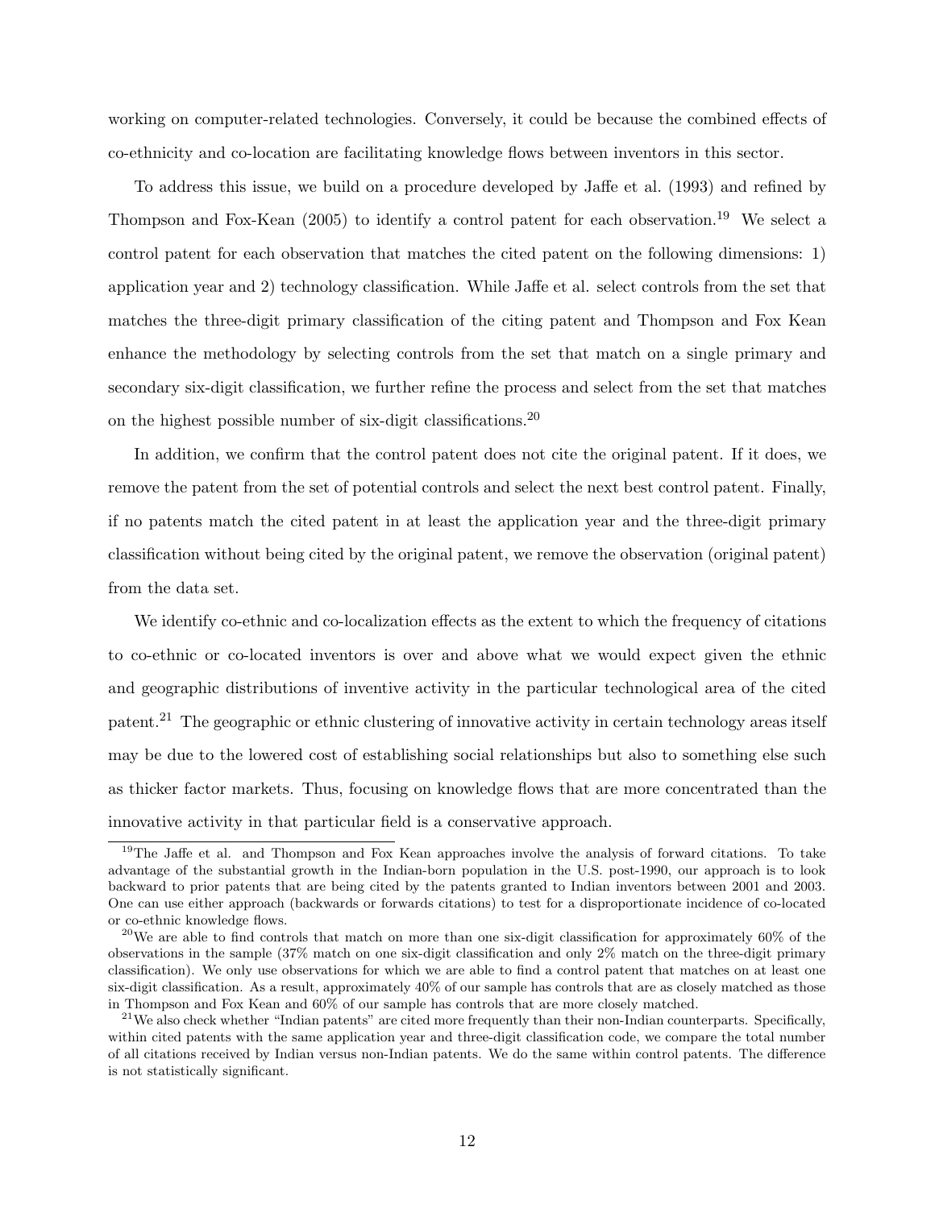working on computer-related technologies. Conversely, it could be because the combined effects of co-ethnicity and co-location are facilitating knowledge flows between inventors in this sector.

To address this issue, we build on a procedure developed by Jaffe et al. (1993) and refined by Thompson and Fox-Kean (2005) to identify a control patent for each observation.[19] We select a control patent for each observation that matches the cited patent on the following dimensions: 1) application year and 2) technology classification. While Jaffe et al. select controls from the set that matches the three-digit primary classification of the citing patent and Thompson and Fox Kean enhance the methodology by selecting controls from the set that match on a single primary and secondary six-digit classification, we further refine the process and select from the set that matches on the highest possible number of six-digit classifications.[20]

In addition, we confirm that the control patent does not cite the original patent. If it does, we remove the patent from the set of potential controls and select the next best control patent. Finally, if no patents match the cited patent in at least the application year and the three-digit primary classification without being cited by the original patent, we remove the observation (original patent) from the data set.

We identify co-ethnic and co-localization effects as the extent to which the frequency of citations to co-ethnic or co-located inventors is over and above what we would expect given the ethnic and geographic distributions of inventive activity in the particular technological area of the cited patent.[21] The geographic or ethnic clustering of innovative activity in certain technology areas itself may be due to the lowered cost of establishing social relationships but also to something else such as thicker factor markets. Thus, focusing on knowledge flows that are more concentrated than the innovative activity in that particular field is a conservative approach.

[19] The Jaffe et al. and Thompson and Fox Kean approaches involve the analysis of forward citations. To take advantage of the substantial growth in the Indian-born population in the U.S. post-1990, our approach is to look backward to prior patents that are being cited by the patents granted to Indian inventors between 2001 and 2003. One can use either approach (backwards or forwards citations) to test for a disproportionate incidence of co-located or co-ethnic knowledge flows.

[20] We are able to find controls that match on more than one six-digit classification for approximately 60% of the observations in the sample (37% match on one six-digit classification and only 2% match on the three-digit primary classification). We only use observations for which we are able to find a control patent that matches on at least one six-digit classification. As a result, approximately 40% of our sample has controls that are as closely matched as those in Thompson and Fox Kean and 60% of our sample has controls that are more closely matched.

[21] We also check whether "Indian patents" are cited more frequently than their non-Indian counterparts. Specifically, within cited patents with the same application year and three-digit classification code, we compare the total number of all citations received by Indian versus non-Indian patents. We do the same within control patents. The difference is not statistically significant.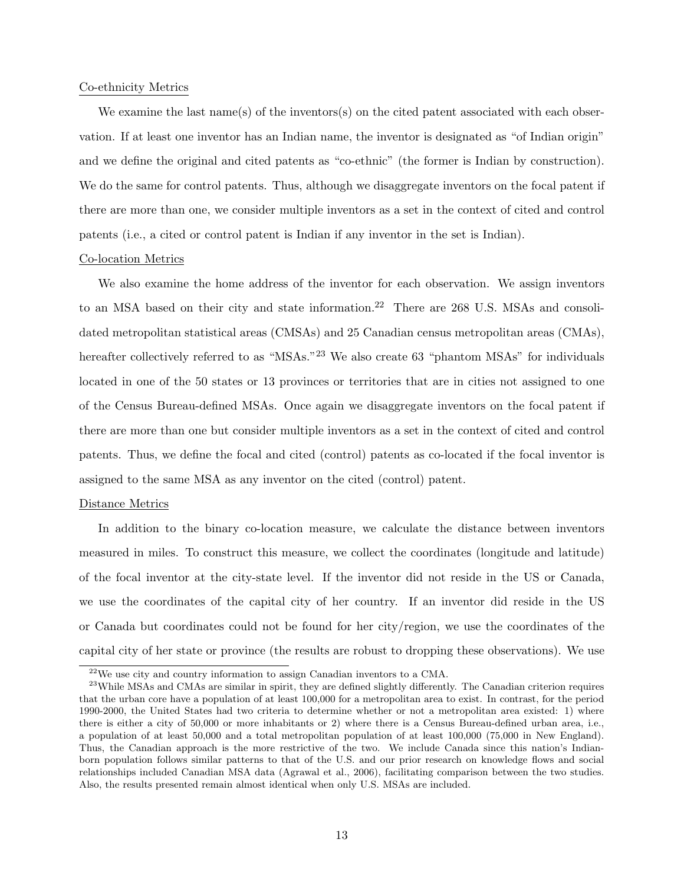Co-ethnicity Metrics

We examine the last name(s) of the inventors(s) on the cited patent associated with each observation. If at least one inventor has an Indian name, the inventor is designated as "of Indian origin" and we define the original and cited patents as "co-ethnic" (the former is Indian by construction). We do the same for control patents. Thus, although we disaggregate inventors on the focal patent if there are more than one, we consider multiple inventors as a set in the context of cited and control patents (i.e., a cited or control patent is Indian if any inventor in the set is Indian).

Co-location Metrics

We also examine the home address of the inventor for each observation. We assign inventors to an MSA based on their city and state information.[22] There are 268 U.S. MSAs and consolidated metropolitan statistical areas (CMSAs) and 25 Canadian census metropolitan areas (CMAs), hereafter collectively referred to as "MSAs."[23] We also create 63 "phantom MSAs" for individuals located in one of the 50 states or 13 provinces or territories that are in cities not assigned to one of the Census Bureau-defined MSAs. Once again we disaggregate inventors on the focal patent if there are more than one but consider multiple inventors as a set in the context of cited and control patents. Thus, we define the focal and cited (control) patents as co-located if the focal inventor is assigned to the same MSA as any inventor on the cited (control) patent.

Distance Metrics

In addition to the binary co-location measure, we calculate the distance between inventors measured in miles. To construct this measure, we collect the coordinates (longitude and latitude) of the focal inventor at the city-state level. If the inventor did not reside in the US or Canada, we use the coordinates of the capital city of her country. If an inventor did reside in the US or Canada but coordinates could not be found for her city/region, we use the coordinates of the capital city of her state or province (the results are robust to dropping these observations). We use

[22] We use city and country information to assign Canadian inventors to a CMA.

[23] While MSAs and CMAs are similar in spirit, they are defined slightly differently. The Canadian criterion requires that the urban core have a population of at least 100,000 for a metropolitan area to exist. In contrast, for the period 1990-2000, the United States had two criteria to determine whether or not a metropolitan area existed: 1) where there is either a city of 50,000 or more inhabitants or 2) where there is a Census Bureau-defined urban area, i.e., a population of at least 50,000 and a total metropolitan population of at least 100,000 (75,000 in New England). Thus, the Canadian approach is the more restrictive of the two. We include Canada since this nation's Indian-born population follows similar patterns to that of the U.S. and our prior research on knowledge flows and social relationships included Canadian MSA data (Agrawal et al., 2006), facilitating comparison between the two studies. Also, the results presented remain almost identical when only U.S. MSAs are included.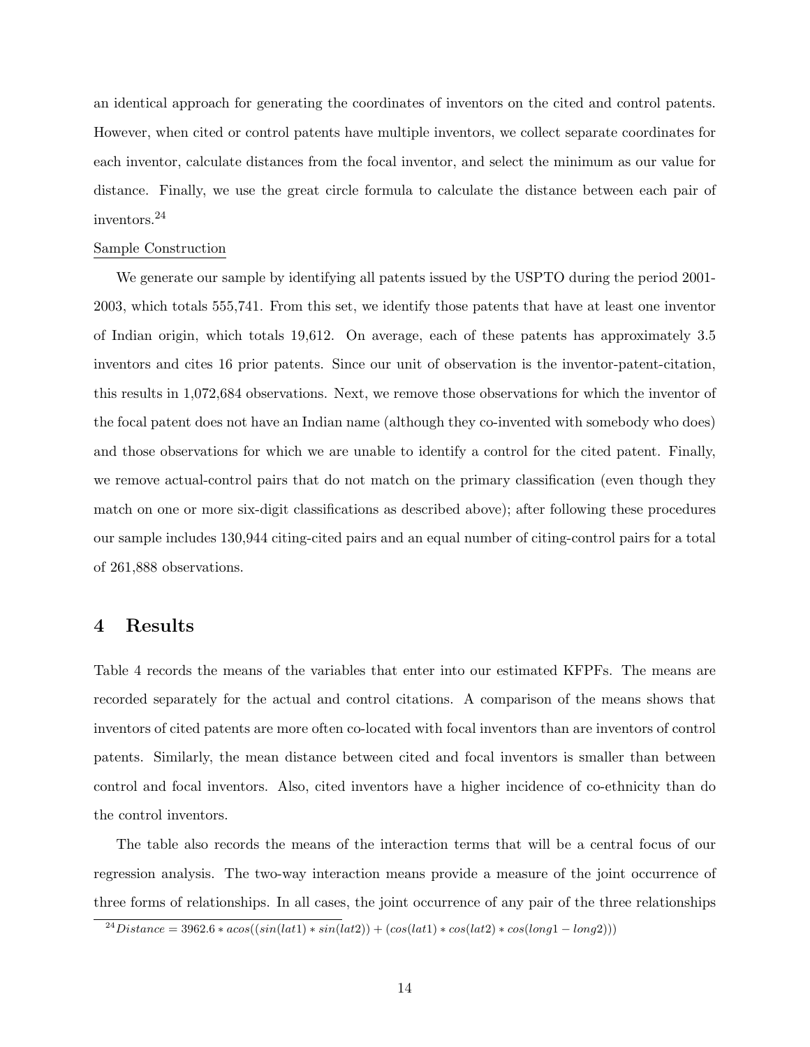an identical approach for generating the coordinates of inventors on the cited and control patents. However, when cited or control patents have multiple inventors, we collect separate coordinates for each inventor, calculate distances from the focal inventor, and select the minimum as our value for distance. Finally, we use the great circle formula to calculate the distance between each pair of inventors.[24]

Sample Construction

We generate our sample by identifying all patents issued by the USPTO during the period 2001-2003, which totals 555,741. From this set, we identify those patents that have at least one inventor of Indian origin, which totals 19,612. On average, each of these patents has approximately 3.5 inventors and cites 16 prior patents. Since our unit of observation is the inventor-patent-citation, this results in 1,072,684 observations. Next, we remove those observations for which the inventor of the focal patent does not have an Indian name (although they co-invented with somebody who does) and those observations for which we are unable to identify a control for the cited patent. Finally, we remove actual-control pairs that do not match on the primary classification (even though they match on one or more six-digit classifications as described above); after following these procedures our sample includes 130,944 citing-cited pairs and an equal number of citing-control pairs for a total of 261,888 observations.

## 4 Results

Table 4 records the means of the variables that enter into our estimated KFPFs. The means are recorded separately for the actual and control citations. A comparison of the means shows that inventors of cited patents are more often co-located with focal inventors than are inventors of control patents. Similarly, the mean distance between cited and focal inventors is smaller than between control and focal inventors. Also, cited inventors have a higher incidence of co-ethnicity than do the control inventors.

The table also records the means of the interaction terms that will be a central focus of our regression analysis. The two-way interaction means provide a measure of the joint occurrence of three forms of relationships. In all cases, the joint occurrence of any pair of the three relationships

[24] $Distance = 3962.6 * acos((sin(lat1) * sin(lat2)) + (cos(lat1) * cos(lat2) * cos(long1 - long2)))$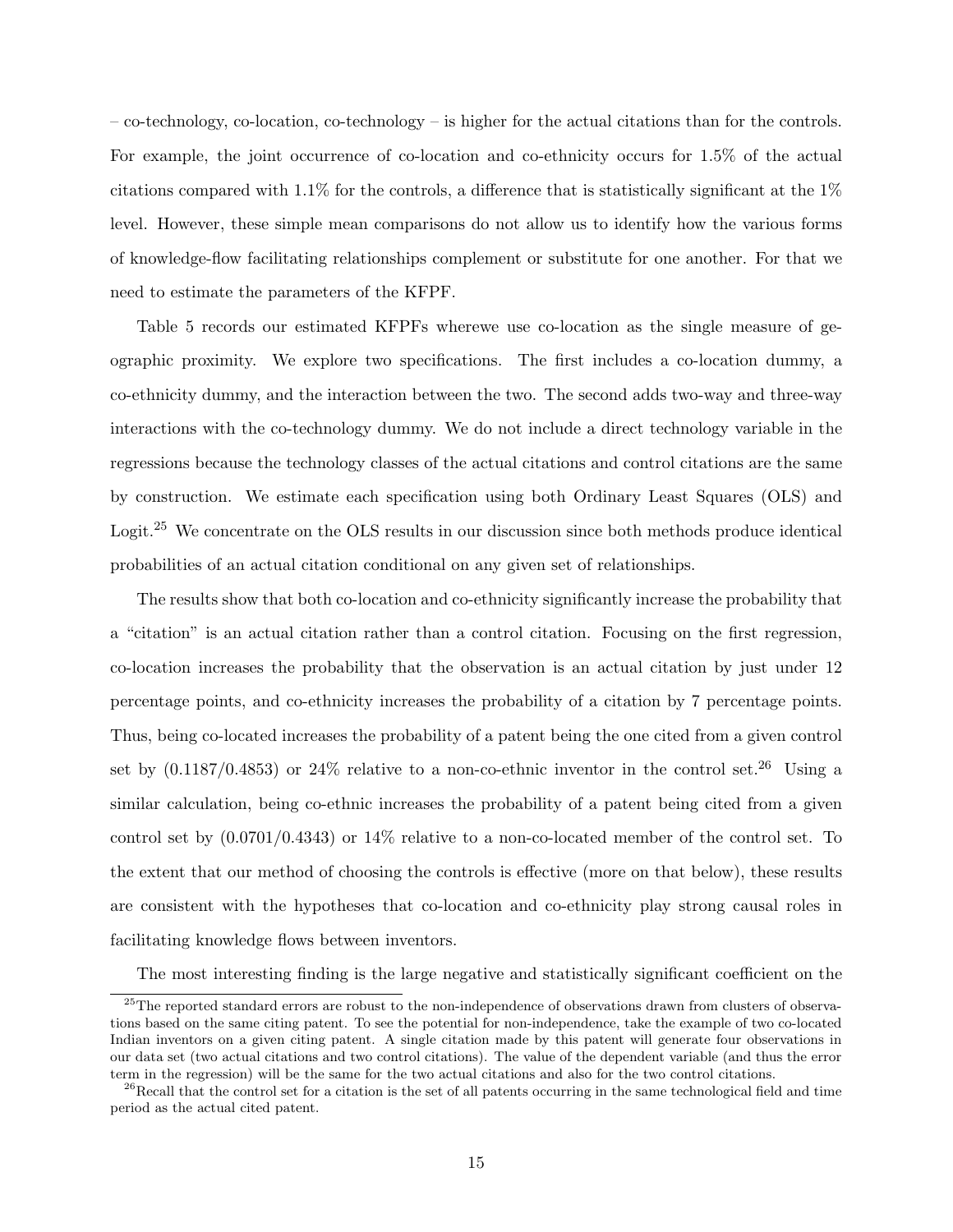– co-technology, co-location, co-technology – is higher for the actual citations than for the controls. For example, the joint occurrence of co-location and co-ethnicity occurs for 1.5% of the actual citations compared with 1.1% for the controls, a difference that is statistically significant at the 1% level. However, these simple mean comparisons do not allow us to identify how the various forms of knowledge-flow facilitating relationships complement or substitute for one another. For that we need to estimate the parameters of the KFPF.

Table 5 records our estimated KFPFs wherewe use co-location as the single measure of geographic proximity. We explore two specifications. The first includes a co-location dummy, a co-ethnicity dummy, and the interaction between the two. The second adds two-way and three-way interactions with the co-technology dummy. We do not include a direct technology variable in the regressions because the technology classes of the actual citations and control citations are the same by construction. We estimate each specification using both Ordinary Least Squares (OLS) and Logit.[25] We concentrate on the OLS results in our discussion since both methods produce identical probabilities of an actual citation conditional on any given set of relationships.

The results show that both co-location and co-ethnicity significantly increase the probability that a "citation" is an actual citation rather than a control citation. Focusing on the first regression, co-location increases the probability that the observation is an actual citation by just under 12 percentage points, and co-ethnicity increases the probability of a citation by 7 percentage points. Thus, being co-located increases the probability of a patent being the one cited from a given control set by (0.1187/0.4853) or 24% relative to a non-co-ethnic inventor in the control set.[26] Using a similar calculation, being co-ethnic increases the probability of a patent being cited from a given control set by (0.0701/0.4343) or 14% relative to a non-co-located member of the control set. To the extent that our method of choosing the controls is effective (more on that below), these results are consistent with the hypotheses that co-location and co-ethnicity play strong causal roles in facilitating knowledge flows between inventors.

The most interesting finding is the large negative and statistically significant coefficient on the

[25] The reported standard errors are robust to the non-independence of observations drawn from clusters of observations based on the same citing patent. To see the potential for non-independence, take the example of two co-located Indian inventors on a given citing patent. A single citation made by this patent will generate four observations in our data set (two actual citations and two control citations). The value of the dependent variable (and thus the error term in the regression) will be the same for the two actual citations and also for the two control citations.

[26] Recall that the control set for a citation is the set of all patents occurring in the same technological field and time period as the actual cited patent.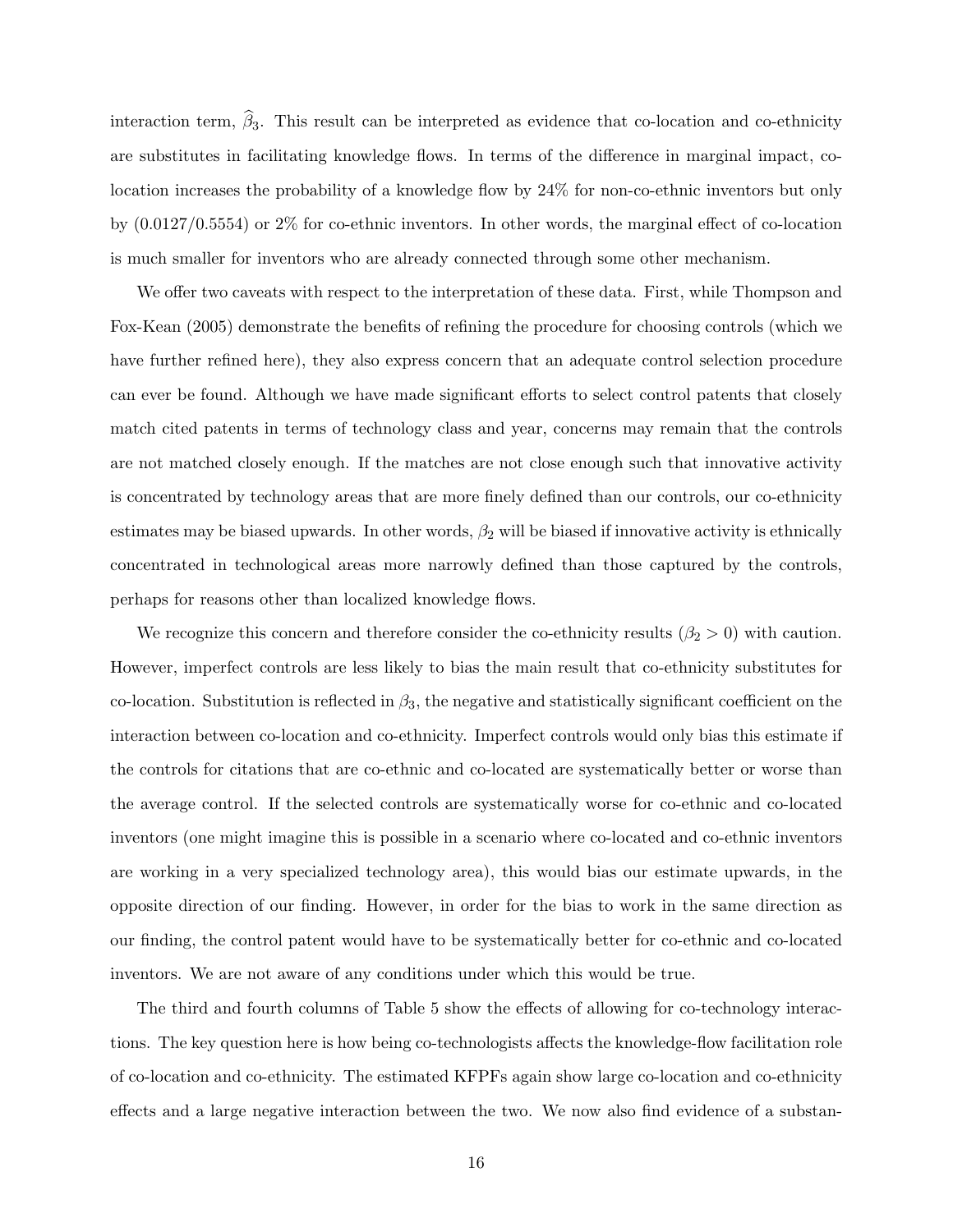interaction term, $\widehat{\beta}_3$. This result can be interpreted as evidence that co-location and co-ethnicity are substitutes in facilitating knowledge flows. In terms of the difference in marginal impact, co-location increases the probability of a knowledge flow by 24% for non-co-ethnic inventors but only by (0.0127/0.5554) or 2% for co-ethnic inventors. In other words, the marginal effect of co-location is much smaller for inventors who are already connected through some other mechanism.

We offer two caveats with respect to the interpretation of these data. First, while Thompson and Fox-Kean (2005) demonstrate the benefits of refining the procedure for choosing controls (which we have further refined here), they also express concern that an adequate control selection procedure can ever be found. Although we have made significant efforts to select control patents that closely match cited patents in terms of technology class and year, concerns may remain that the controls are not matched closely enough. If the matches are not close enough such that innovative activity is concentrated by technology areas that are more finely defined than our controls, our co-ethnicity estimates may be biased upwards. In other words, $\beta_2$ will be biased if innovative activity is ethnically concentrated in technological areas more narrowly defined than those captured by the controls, perhaps for reasons other than localized knowledge flows.

We recognize this concern and therefore consider the co-ethnicity results ($\beta_2 > 0$) with caution. However, imperfect controls are less likely to bias the main result that co-ethnicity substitutes for co-location. Substitution is reflected in $\beta_3$, the negative and statistically significant coefficient on the interaction between co-location and co-ethnicity. Imperfect controls would only bias this estimate if the controls for citations that are co-ethnic and co-located are systematically better or worse than the average control. If the selected controls are systematically worse for co-ethnic and co-located inventors (one might imagine this is possible in a scenario where co-located and co-ethnic inventors are working in a very specialized technology area), this would bias our estimate upwards, in the opposite direction of our finding. However, in order for the bias to work in the same direction as our finding, the control patent would have to be systematically better for co-ethnic and co-located inventors. We are not aware of any conditions under which this would be true.

The third and fourth columns of Table 5 show the effects of allowing for co-technology interactions. The key question here is how being co-technologists affects the knowledge-flow facilitation role of co-location and co-ethnicity. The estimated KFPFs again show large co-location and co-ethnicity effects and a large negative interaction between the two. We now also find evidence of a substan-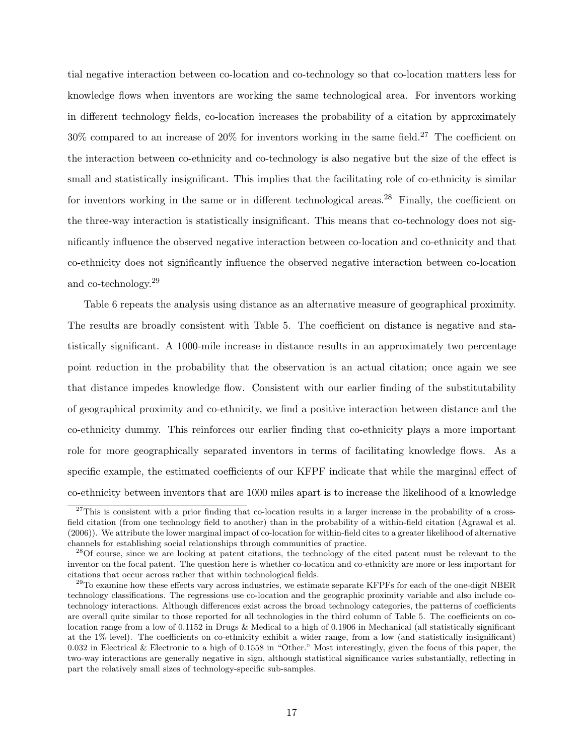tial negative interaction between co-location and co-technology so that co-location matters less for knowledge flows when inventors are working the same technological area. For inventors working in different technology fields, co-location increases the probability of a citation by approximately 30% compared to an increase of 20% for inventors working in the same field.[27] The coefficient on the interaction between co-ethnicity and co-technology is also negative but the size of the effect is small and statistically insignificant. This implies that the facilitating role of co-ethnicity is similar for inventors working in the same or in different technological areas.[28] Finally, the coefficient on the three-way interaction is statistically insignificant. This means that co-technology does not significantly influence the observed negative interaction between co-location and co-ethnicity and that co-ethnicity does not significantly influence the observed negative interaction between co-location and co-technology.[29]

Table 6 repeats the analysis using distance as an alternative measure of geographical proximity. The results are broadly consistent with Table 5. The coefficient on distance is negative and statistically significant. A 1000-mile increase in distance results in an approximately two percentage point reduction in the probability that the observation is an actual citation; once again we see that distance impedes knowledge flow. Consistent with our earlier finding of the substitutability of geographical proximity and co-ethnicity, we find a positive interaction between distance and the co-ethnicity dummy. This reinforces our earlier finding that co-ethnicity plays a more important role for more geographically separated inventors in terms of facilitating knowledge flows. As a specific example, the estimated coefficients of our KFPF indicate that while the marginal effect of co-ethnicity between inventors that are 1000 miles apart is to increase the likelihood of a knowledge

[27] This is consistent with a prior finding that co-location results in a larger increase in the probability of a cross-field citation (from one technology field to another) than in the probability of a within-field citation (Agrawal et al. (2006)). We attribute the lower marginal impact of co-location for within-field cites to a greater likelihood of alternative channels for establishing social relationships through communities of practice.

[28] Of course, since we are looking at patent citations, the technology of the cited patent must be relevant to the inventor on the focal patent. The question here is whether co-location and co-ethnicity are more or less important for citations that occur across rather that within technological fields.

[29] To examine how these effects vary across industries, we estimate separate KFPFs for each of the one-digit NBER technology classifications. The regressions use co-location and the geographic proximity variable and also include co-technology interactions. Although differences exist across the broad technology categories, the patterns of coefficients are overall quite similar to those reported for all technologies in the third column of Table 5. The coefficients on co-location range from a low of 0.1152 in Drugs & Medical to a high of 0.1906 in Mechanical (all statistically significant at the 1% level). The coefficients on co-ethnicity exhibit a wider range, from a low (and statistically insignificant) 0.032 in Electrical & Electronic to a high of 0.1558 in "Other." Most interestingly, given the focus of this paper, the two-way interactions are generally negative in sign, although statistical significance varies substantially, reflecting in part the relatively small sizes of technology-specific sub-samples.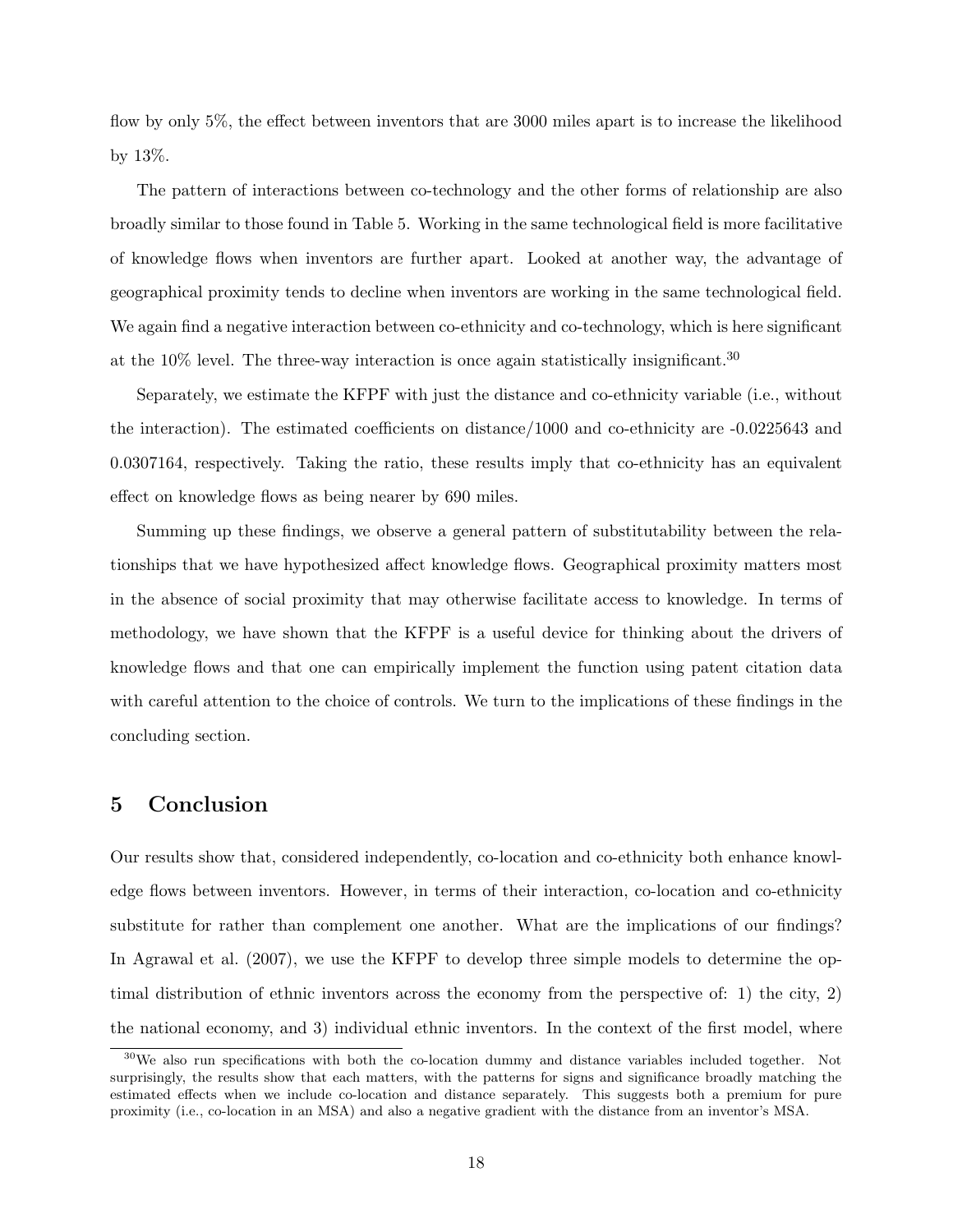flow by only 5%, the effect between inventors that are 3000 miles apart is to increase the likelihood by 13%.

The pattern of interactions between co-technology and the other forms of relationship are also broadly similar to those found in Table 5. Working in the same technological field is more facilitative of knowledge flows when inventors are further apart. Looked at another way, the advantage of geographical proximity tends to decline when inventors are working in the same technological field. We again find a negative interaction between co-ethnicity and co-technology, which is here significant at the 10% level. The three-way interaction is once again statistically insignificant.[30]

Separately, we estimate the KFPF with just the distance and co-ethnicity variable (i.e., without the interaction). The estimated coefficients on distance/1000 and co-ethnicity are -0.0225643 and 0.0307164, respectively. Taking the ratio, these results imply that co-ethnicity has an equivalent effect on knowledge flows as being nearer by 690 miles.

Summing up these findings, we observe a general pattern of substitutability between the relationships that we have hypothesized affect knowledge flows. Geographical proximity matters most in the absence of social proximity that may otherwise facilitate access to knowledge. In terms of methodology, we have shown that the KFPF is a useful device for thinking about the drivers of knowledge flows and that one can empirically implement the function using patent citation data with careful attention to the choice of controls. We turn to the implications of these findings in the concluding section.

# 5 Conclusion

Our results show that, considered independently, co-location and co-ethnicity both enhance knowledge flows between inventors. However, in terms of their interaction, co-location and co-ethnicity substitute for rather than complement one another. What are the implications of our findings? In Agrawal et al. (2007), we use the KFPF to develop three simple models to determine the optimal distribution of ethnic inventors across the economy from the perspective of: 1) the city, 2) the national economy, and 3) individual ethnic inventors. In the context of the first model, where

[30] We also run specifications with both the co-location dummy and distance variables included together. Not surprisingly, the results show that each matters, with the patterns for signs and significance broadly matching the estimated effects when we include co-location and distance separately. This suggests both a premium for pure proximity (i.e., co-location in an MSA) and also a negative gradient with the distance from an inventor's MSA.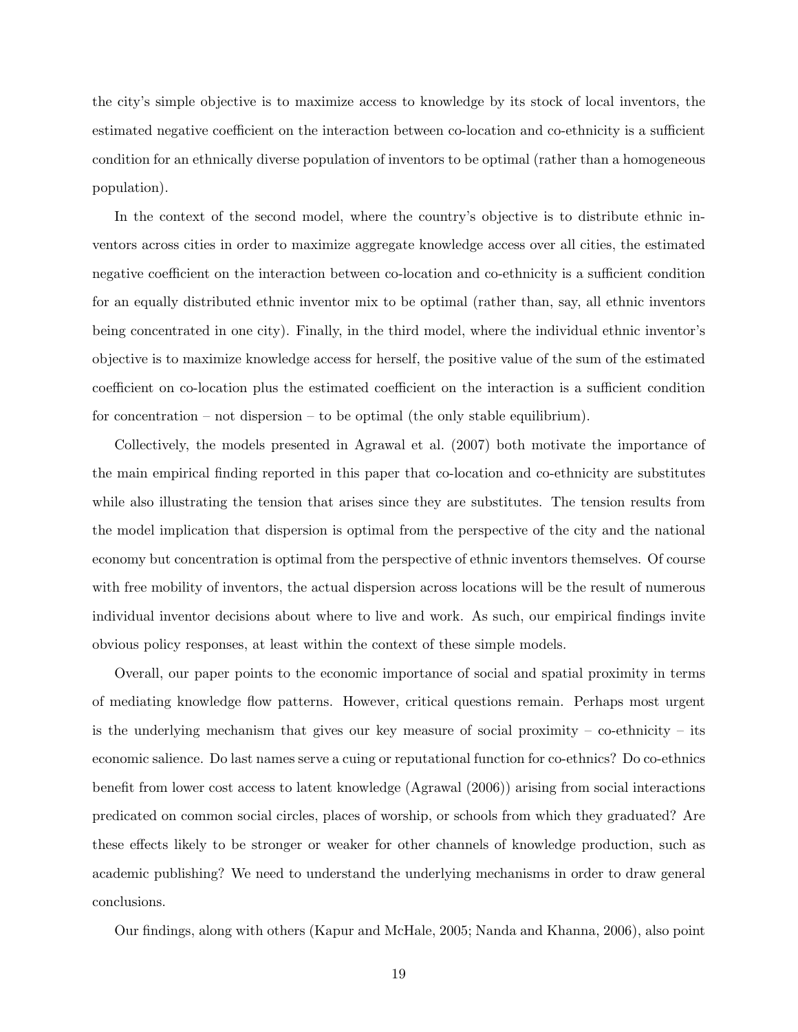the city's simple objective is to maximize access to knowledge by its stock of local inventors, the estimated negative coefficient on the interaction between co-location and co-ethnicity is a sufficient condition for an ethnically diverse population of inventors to be optimal (rather than a homogeneous population).

In the context of the second model, where the country's objective is to distribute ethnic inventors across cities in order to maximize aggregate knowledge access over all cities, the estimated negative coefficient on the interaction between co-location and co-ethnicity is a sufficient condition for an equally distributed ethnic inventor mix to be optimal (rather than, say, all ethnic inventors being concentrated in one city). Finally, in the third model, where the individual ethnic inventor's objective is to maximize knowledge access for herself, the positive value of the sum of the estimated coefficient on co-location plus the estimated coefficient on the interaction is a sufficient condition for concentration – not dispersion – to be optimal (the only stable equilibrium).

Collectively, the models presented in Agrawal et al. (2007) both motivate the importance of the main empirical finding reported in this paper that co-location and co-ethnicity are substitutes while also illustrating the tension that arises since they are substitutes. The tension results from the model implication that dispersion is optimal from the perspective of the city and the national economy but concentration is optimal from the perspective of ethnic inventors themselves. Of course with free mobility of inventors, the actual dispersion across locations will be the result of numerous individual inventor decisions about where to live and work. As such, our empirical findings invite obvious policy responses, at least within the context of these simple models.

Overall, our paper points to the economic importance of social and spatial proximity in terms of mediating knowledge flow patterns. However, critical questions remain. Perhaps most urgent is the underlying mechanism that gives our key measure of social proximity – co-ethnicity – its economic salience. Do last names serve a cuing or reputational function for co-ethnics? Do co-ethnics benefit from lower cost access to latent knowledge (Agrawal (2006)) arising from social interactions predicated on common social circles, places of worship, or schools from which they graduated? Are these effects likely to be stronger or weaker for other channels of knowledge production, such as academic publishing? We need to understand the underlying mechanisms in order to draw general conclusions.

Our findings, along with others (Kapur and McHale, 2005; Nanda and Khanna, 2006), also point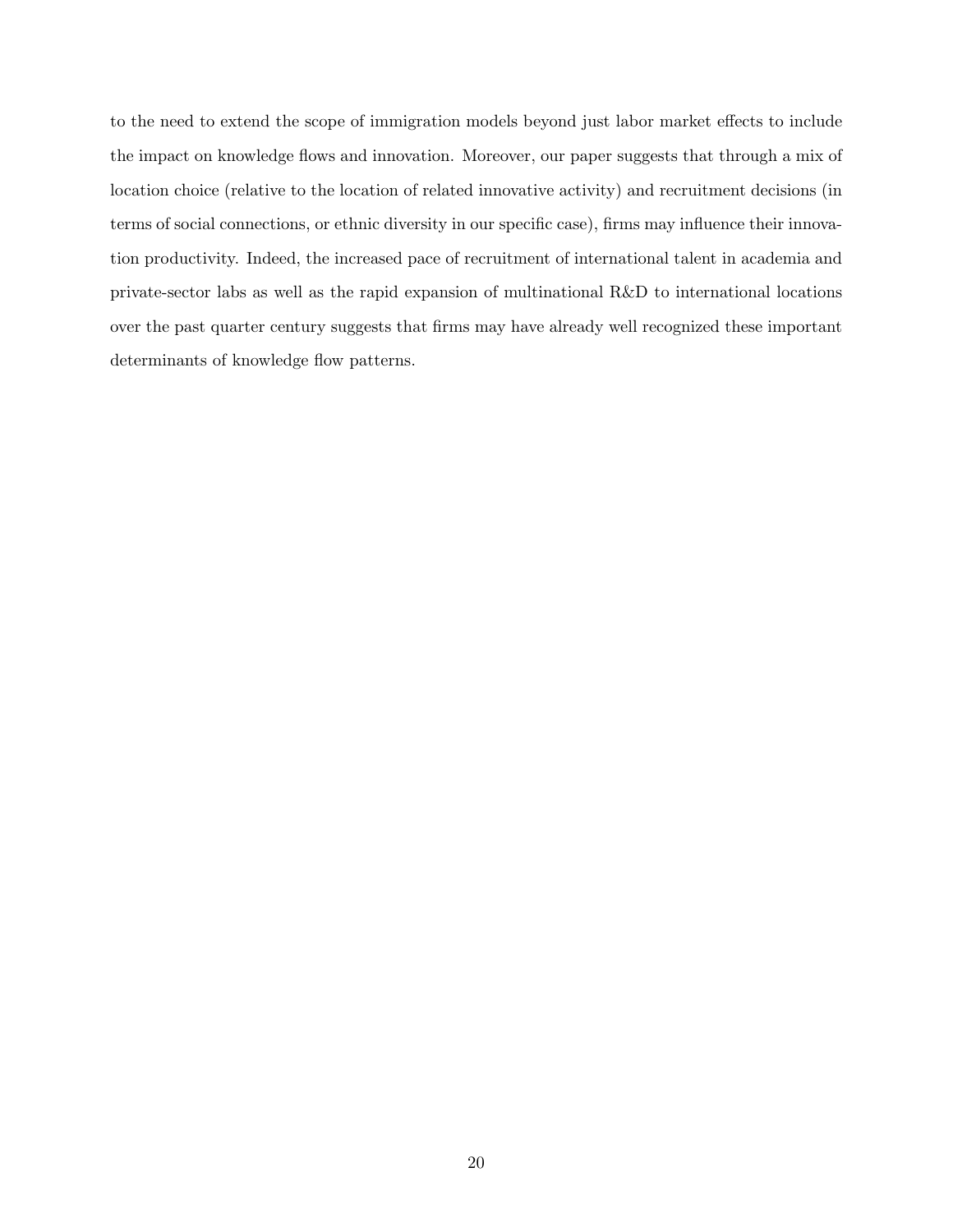to the need to extend the scope of immigration models beyond just labor market effects to include the impact on knowledge flows and innovation. Moreover, our paper suggests that through a mix of location choice (relative to the location of related innovative activity) and recruitment decisions (in terms of social connections, or ethnic diversity in our specific case), firms may influence their innovation productivity. Indeed, the increased pace of recruitment of international talent in academia and private-sector labs as well as the rapid expansion of multinational R&D to international locations over the past quarter century suggests that firms may have already well recognized these important determinants of knowledge flow patterns.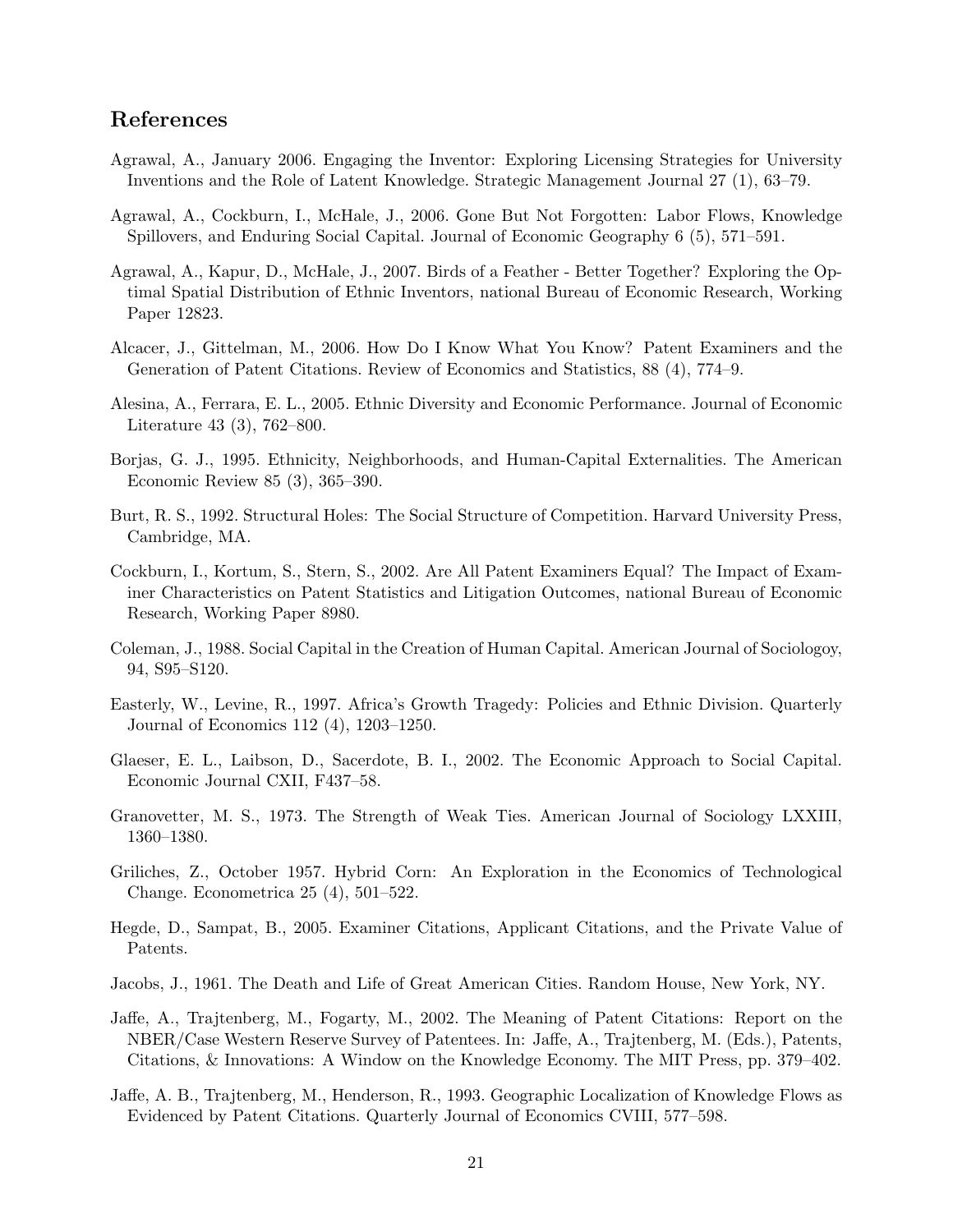## References

Agrawal, A., January 2006. Engaging the Inventor: Exploring Licensing Strategies for University Inventions and the Role of Latent Knowledge. Strategic Management Journal 27 (1), 63–79.

Agrawal, A., Cockburn, I., McHale, J., 2006. Gone But Not Forgotten: Labor Flows, Knowledge Spillovers, and Enduring Social Capital. Journal of Economic Geography 6 (5), 571–591.

Agrawal, A., Kapur, D., McHale, J., 2007. Birds of a Feather - Better Together? Exploring the Optimal Spatial Distribution of Ethnic Inventors, national Bureau of Economic Research, Working Paper 12823.

Alcacer, J., Gittelman, M., 2006. How Do I Know What You Know? Patent Examiners and the Generation of Patent Citations. Review of Economics and Statistics, 88 (4), 774–9.

Alesina, A., Ferrara, E. L., 2005. Ethnic Diversity and Economic Performance. Journal of Economic Literature 43 (3), 762–800.

Borjas, G. J., 1995. Ethnicity, Neighborhoods, and Human-Capital Externalities. The American Economic Review 85 (3), 365–390.

Burt, R. S., 1992. Structural Holes: The Social Structure of Competition. Harvard University Press, Cambridge, MA.

Cockburn, I., Kortum, S., Stern, S., 2002. Are All Patent Examiners Equal? The Impact of Examiner Characteristics on Patent Statistics and Litigation Outcomes, national Bureau of Economic Research, Working Paper 8980.

Coleman, J., 1988. Social Capital in the Creation of Human Capital. American Journal of Sociologoy, 94, S95–S120.

Easterly, W., Levine, R., 1997. Africa's Growth Tragedy: Policies and Ethnic Division. Quarterly Journal of Economics 112 (4), 1203–1250.

Glaeser, E. L., Laibson, D., Sacerdote, B. I., 2002. The Economic Approach to Social Capital. Economic Journal CXII, F437–58.

Granovetter, M. S., 1973. The Strength of Weak Ties. American Journal of Sociology LXXIII, 1360–1380.

Griliches, Z., October 1957. Hybrid Corn: An Exploration in the Economics of Technological Change. Econometrica 25 (4), 501–522.

Hegde, D., Sampat, B., 2005. Examiner Citations, Applicant Citations, and the Private Value of Patents.

Jacobs, J., 1961. The Death and Life of Great American Cities. Random House, New York, NY.

Jaffe, A., Trajtenberg, M., Fogarty, M., 2002. The Meaning of Patent Citations: Report on the NBER/Case Western Reserve Survey of Patentees. In: Jaffe, A., Trajtenberg, M. (Eds.), Patents, Citations, & Innovations: A Window on the Knowledge Economy. The MIT Press, pp. 379–402.

Jaffe, A. B., Trajtenberg, M., Henderson, R., 1993. Geographic Localization of Knowledge Flows as Evidenced by Patent Citations. Quarterly Journal of Economics CVIII, 577–598.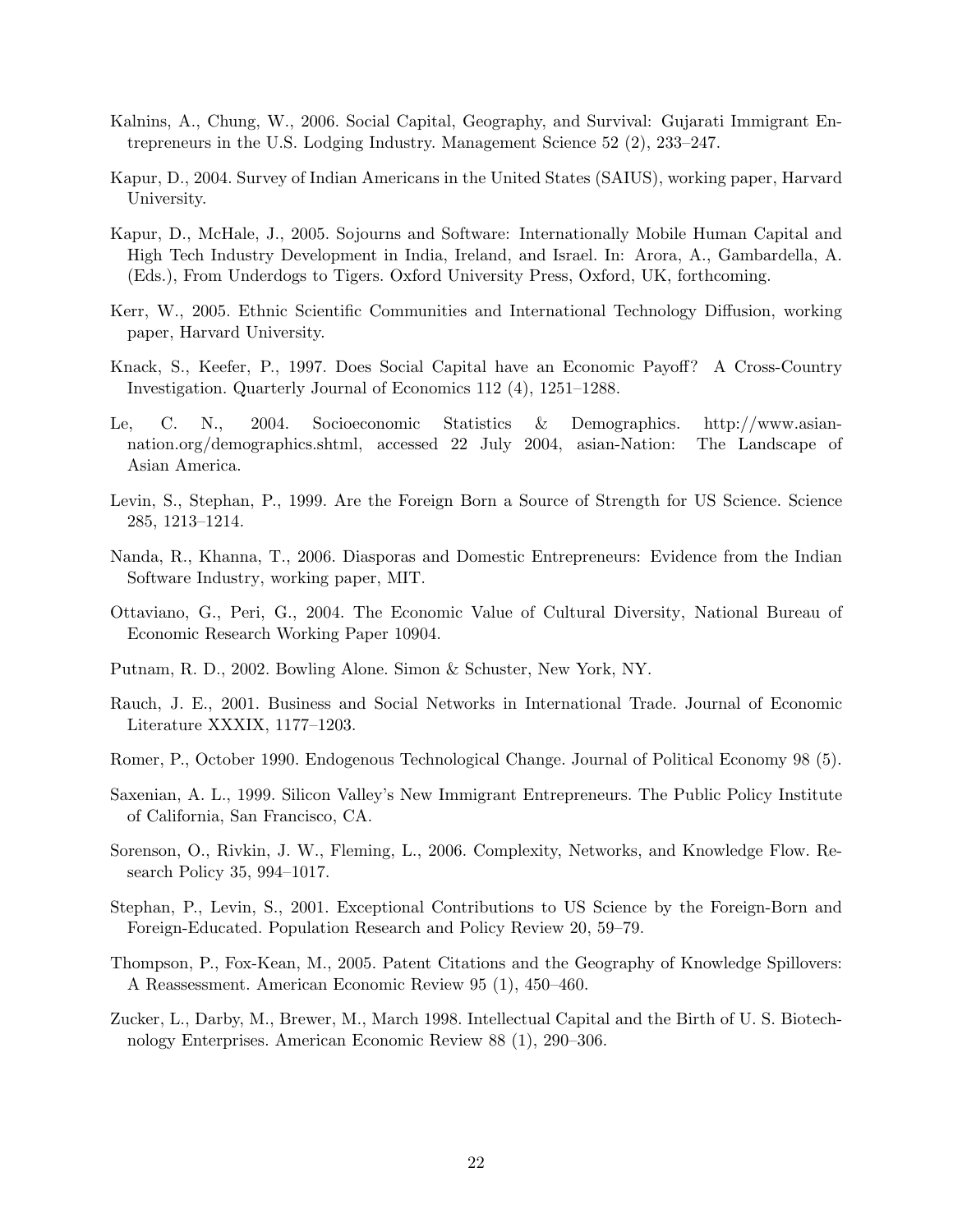Kalnins, A., Chung, W., 2006. Social Capital, Geography, and Survival: Gujarati Immigrant Entrepreneurs in the U.S. Lodging Industry. Management Science 52 (2), 233–247.

Kapur, D., 2004. Survey of Indian Americans in the United States (SAIUS), working paper, Harvard University.

Kapur, D., McHale, J., 2005. Sojourns and Software: Internationally Mobile Human Capital and High Tech Industry Development in India, Ireland, and Israel. In: Arora, A., Gambardella, A. (Eds.), From Underdogs to Tigers. Oxford University Press, Oxford, UK, forthcoming.

Kerr, W., 2005. Ethnic Scientific Communities and International Technology Diffusion, working paper, Harvard University.

Knack, S., Keefer, P., 1997. Does Social Capital have an Economic Payoff? A Cross-Country Investigation. Quarterly Journal of Economics 112 (4), 1251–1288.

Le, C. N., 2004. Socioeconomic Statistics & Demographics. http://www.asian-nation.org/demographics.shtml, accessed 22 July 2004, asian-Nation: The Landscape of Asian America.

Levin, S., Stephan, P., 1999. Are the Foreign Born a Source of Strength for US Science. Science 285, 1213–1214.

Nanda, R., Khanna, T., 2006. Diasporas and Domestic Entrepreneurs: Evidence from the Indian Software Industry, working paper, MIT.

Ottaviano, G., Peri, G., 2004. The Economic Value of Cultural Diversity, National Bureau of Economic Research Working Paper 10904.

Putnam, R. D., 2002. Bowling Alone. Simon & Schuster, New York, NY.

Rauch, J. E., 2001. Business and Social Networks in International Trade. Journal of Economic Literature XXXIX, 1177–1203.

Romer, P., October 1990. Endogenous Technological Change. Journal of Political Economy 98 (5).

Saxenian, A. L., 1999. Silicon Valley's New Immigrant Entrepreneurs. The Public Policy Institute of California, San Francisco, CA.

Sorenson, O., Rivkin, J. W., Fleming, L., 2006. Complexity, Networks, and Knowledge Flow. Research Policy 35, 994–1017.

Stephan, P., Levin, S., 2001. Exceptional Contributions to US Science by the Foreign-Born and Foreign-Educated. Population Research and Policy Review 20, 59–79.

Thompson, P., Fox-Kean, M., 2005. Patent Citations and the Geography of Knowledge Spillovers: A Reassessment. American Economic Review 95 (1), 450–460.

Zucker, L., Darby, M., Brewer, M., March 1998. Intellectual Capital and the Birth of U. S. Biotechnology Enterprises. American Economic Review 88 (1), 290–306.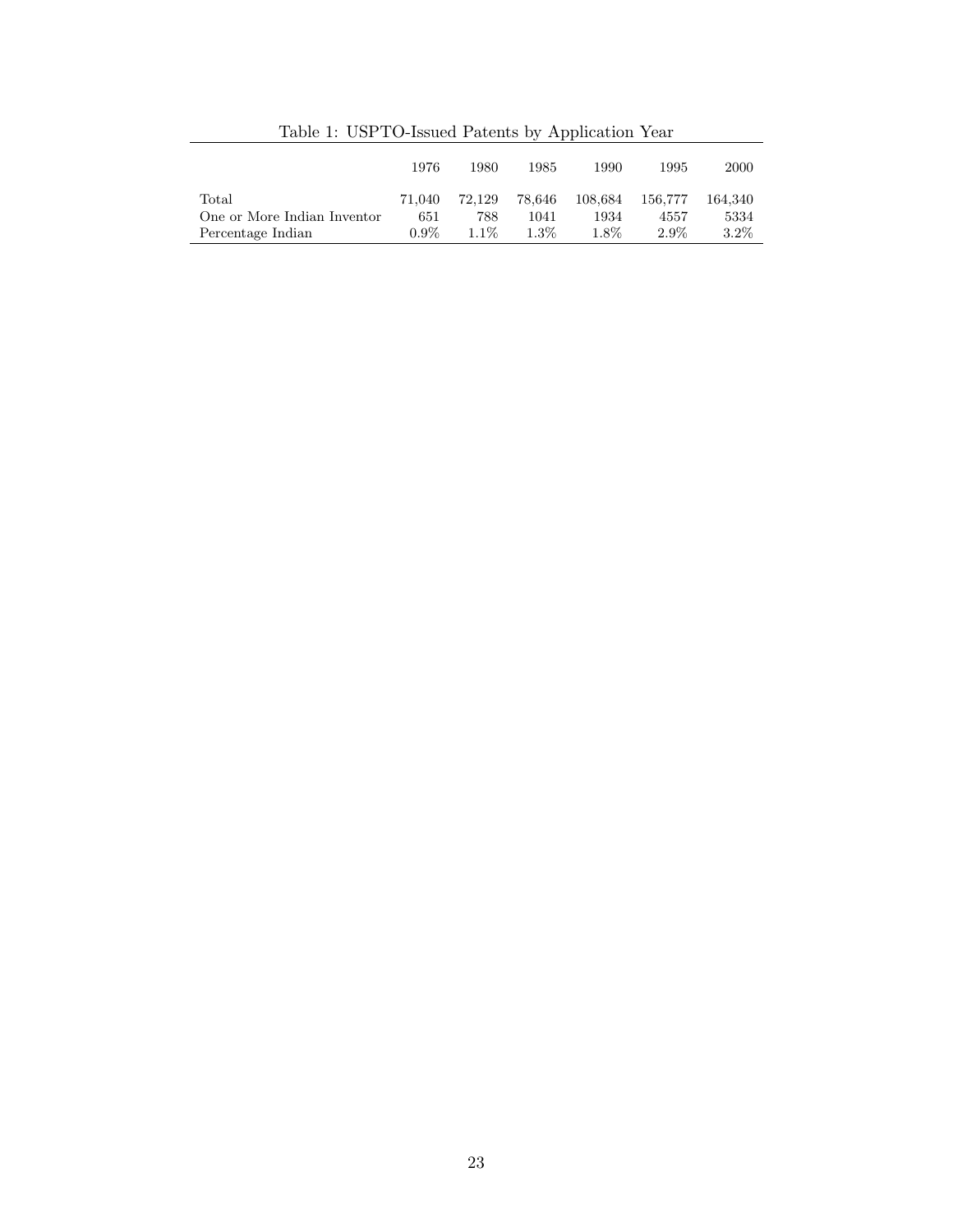Table 1: USPTO-Issued Patents by Application Year

| | 1976 | 1980 | 1985 | 1990 | 1995 | 2000 |
|---|---|---|---|---|---|---|
| Total | 71,040 | 72,129 | 78,646 | 108,684 | 156,777 | 164,340 |
| One or More Indian Inventor | 651 | 788 | 1041 | 1934 | 4557 | 5334 |
| Percentage Indian | 0.9% | 1.1% | 1.3% | 1.8% | 2.9% | 3.2% |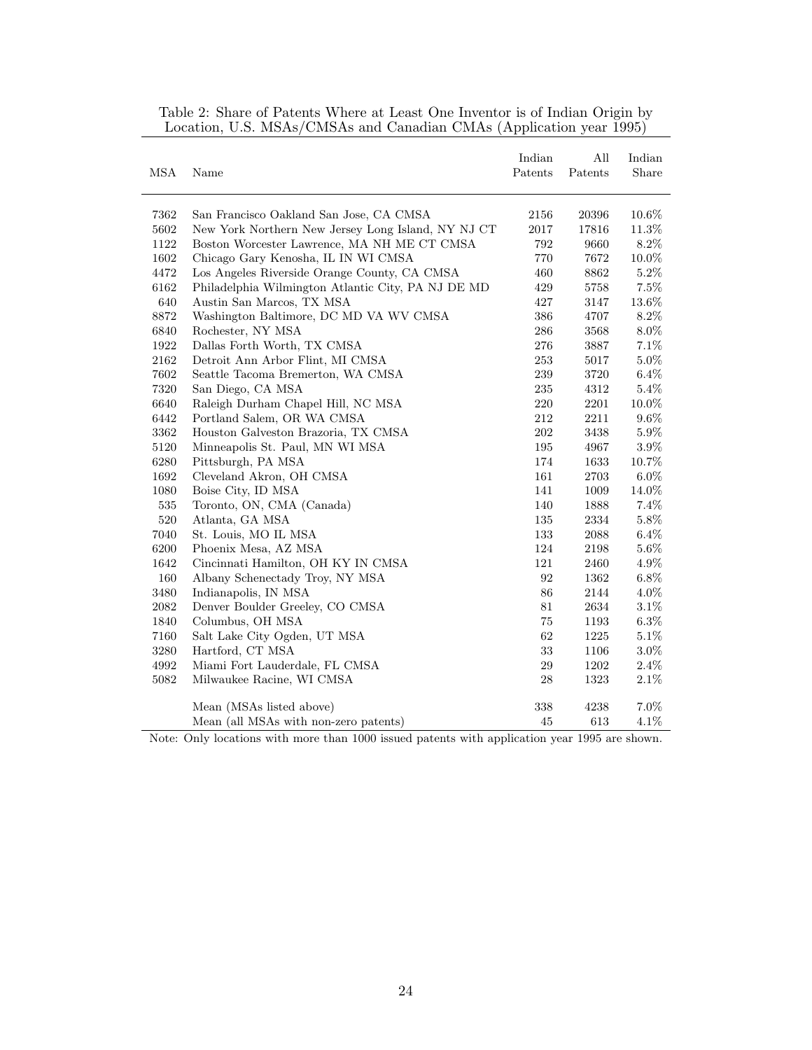Table 2: Share of Patents Where at Least One Inventor is of Indian Origin by Location, U.S. MSAs/CMSAs and Canadian CMAs (Application year 1995)

| MSA | Name | Indian Patents | All Patents | Indian Share |
|---|---|---|---|---|
| 7362 | San Francisco Oakland San Jose, CA CMSA | 2156 | 20396 | 10.6% |
| 5602 | New York Northern New Jersey Long Island, NY NJ CT | 2017 | 17816 | 11.3% |
| 1122 | Boston Worcester Lawrence, MA NH ME CT CMSA | 792 | 9660 | 8.2% |
| 1602 | Chicago Gary Kenosha, IL IN WI CMSA | 770 | 7672 | 10.0% |
| 4472 | Los Angeles Riverside Orange County, CA CMSA | 460 | 8862 | 5.2% |
| 6162 | Philadelphia Wilmington Atlantic City, PA NJ DE MD | 429 | 5758 | 7.5% |
| 640 | Austin San Marcos, TX MSA | 427 | 3147 | 13.6% |
| 8872 | Washington Baltimore, DC MD VA WV CMSA | 386 | 4707 | 8.2% |
| 6840 | Rochester, NY MSA | 286 | 3568 | 8.0% |
| 1922 | Dallas Forth Worth, TX CMSA | 276 | 3887 | 7.1% |
| 2162 | Detroit Ann Arbor Flint, MI CMSA | 253 | 5017 | 5.0% |
| 7602 | Seattle Tacoma Bremerton, WA CMSA | 239 | 3720 | 6.4% |
| 7320 | San Diego, CA MSA | 235 | 4312 | 5.4% |
| 6640 | Raleigh Durham Chapel Hill, NC MSA | 220 | 2201 | 10.0% |
| 6442 | Portland Salem, OR WA CMSA | 212 | 2211 | 9.6% |
| 3362 | Houston Galveston Brazoria, TX CMSA | 202 | 3438 | 5.9% |
| 5120 | Minneapolis St. Paul, MN WI MSA | 195 | 4967 | 3.9% |
| 6280 | Pittsburgh, PA MSA | 174 | 1633 | 10.7% |
| 1692 | Cleveland Akron, OH CMSA | 161 | 2703 | 6.0% |
| 1080 | Boise City, ID MSA | 141 | 1009 | 14.0% |
| 535 | Toronto, ON, CMA (Canada) | 140 | 1888 | 7.4% |
| 520 | Atlanta, GA MSA | 135 | 2334 | 5.8% |
| 7040 | St. Louis, MO IL MSA | 133 | 2088 | 6.4% |
| 6200 | Phoenix Mesa, AZ MSA | 124 | 2198 | 5.6% |
| 1642 | Cincinnati Hamilton, OH KY IN CMSA | 121 | 2460 | 4.9% |
| 160 | Albany Schenectady Troy, NY MSA | 92 | 1362 | 6.8% |
| 3480 | Indianapolis, IN MSA | 86 | 2144 | 4.0% |
| 2082 | Denver Boulder Greeley, CO CMSA | 81 | 2634 | 3.1% |
| 1840 | Columbus, OH MSA | 75 | 1193 | 6.3% |
| 7160 | Salt Lake City Ogden, UT MSA | 62 | 1225 | 5.1% |
| 3280 | Hartford, CT MSA | 33 | 1106 | 3.0% |
| 4992 | Miami Fort Lauderdale, FL CMSA | 29 | 1202 | 2.4% |
| 5082 | Milwaukee Racine, WI CMSA | 28 | 1323 | 2.1% |
| | Mean (MSAs listed above) | 338 | 4238 | 7.0% |
| | Mean (all MSAs with non-zero patents) | 45 | 613 | 4.1% |

Note: Only locations with more than 1000 issued patents with application year 1995 are shown.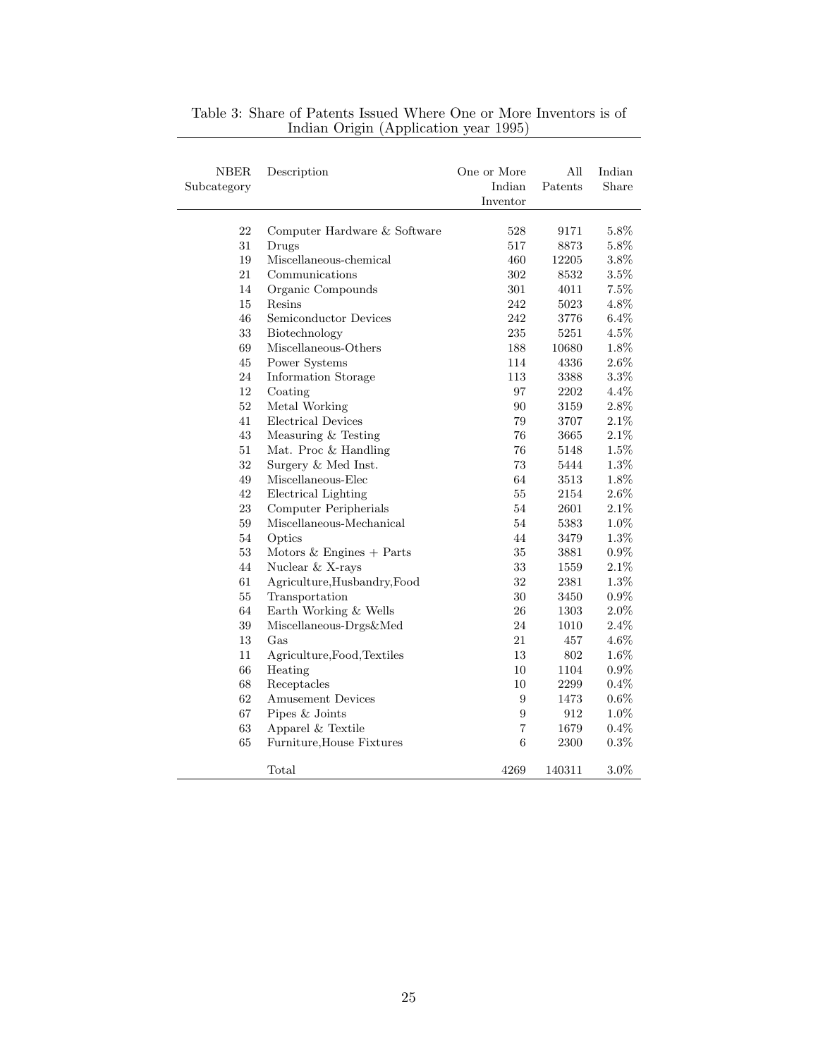Table 3: Share of Patents Issued Where One or More Inventors is of Indian Origin (Application year 1995)

| NBER Subcategory | Description | One or More Indian Inventor | All Patents | Indian Share |
|---|---|---|---|---|
| 22 | Computer Hardware & Software | 528 | 9171 | 5.8% |
| 31 | Drugs | 517 | 8873 | 5.8% |
| 19 | Miscellaneous-chemical | 460 | 12205 | 3.8% |
| 21 | Communications | 302 | 8532 | 3.5% |
| 14 | Organic Compounds | 301 | 4011 | 7.5% |
| 15 | Resins | 242 | 5023 | 4.8% |
| 46 | Semiconductor Devices | 242 | 3776 | 6.4% |
| 33 | Biotechnology | 235 | 5251 | 4.5% |
| 69 | Miscellaneous-Others | 188 | 10680 | 1.8% |
| 45 | Power Systems | 114 | 4336 | 2.6% |
| 24 | Information Storage | 113 | 3388 | 3.3% |
| 12 | Coating | 97 | 2202 | 4.4% |
| 52 | Metal Working | 90 | 3159 | 2.8% |
| 41 | Electrical Devices | 79 | 3707 | 2.1% |
| 43 | Measuring & Testing | 76 | 3665 | 2.1% |
| 51 | Mat. Proc & Handling | 76 | 5148 | 1.5% |
| 32 | Surgery & Med Inst. | 73 | 5444 | 1.3% |
| 49 | Miscellaneous-Elec | 64 | 3513 | 1.8% |
| 42 | Electrical Lighting | 55 | 2154 | 2.6% |
| 23 | Computer Peripherials | 54 | 2601 | 2.1% |
| 59 | Miscellaneous-Mechanical | 54 | 5383 | 1.0% |
| 54 | Optics | 44 | 3479 | 1.3% |
| 53 | Motors & Engines + Parts | 35 | 3881 | 0.9% |
| 44 | Nuclear & X-rays | 33 | 1559 | 2.1% |
| 61 | Agriculture,Husbandry,Food | 32 | 2381 | 1.3% |
| 55 | Transportation | 30 | 3450 | 0.9% |
| 64 | Earth Working & Wells | 26 | 1303 | 2.0% |
| 39 | Miscellaneous-Drgs&Med | 24 | 1010 | 2.4% |
| 13 | Gas | 21 | 457 | 4.6% |
| 11 | Agriculture,Food,Textiles | 13 | 802 | 1.6% |
| 66 | Heating | 10 | 1104 | 0.9% |
| 68 | Receptacles | 10 | 2299 | 0.4% |
| 62 | Amusement Devices | 9 | 1473 | 0.6% |
| 67 | Pipes & Joints | 9 | 912 | 1.0% |
| 63 | Apparel & Textile | 7 | 1679 | 0.4% |
| 65 | Furniture,House Fixtures | 6 | 2300 | 0.3% |
| | Total | 4269 | 140311 | 3.0% |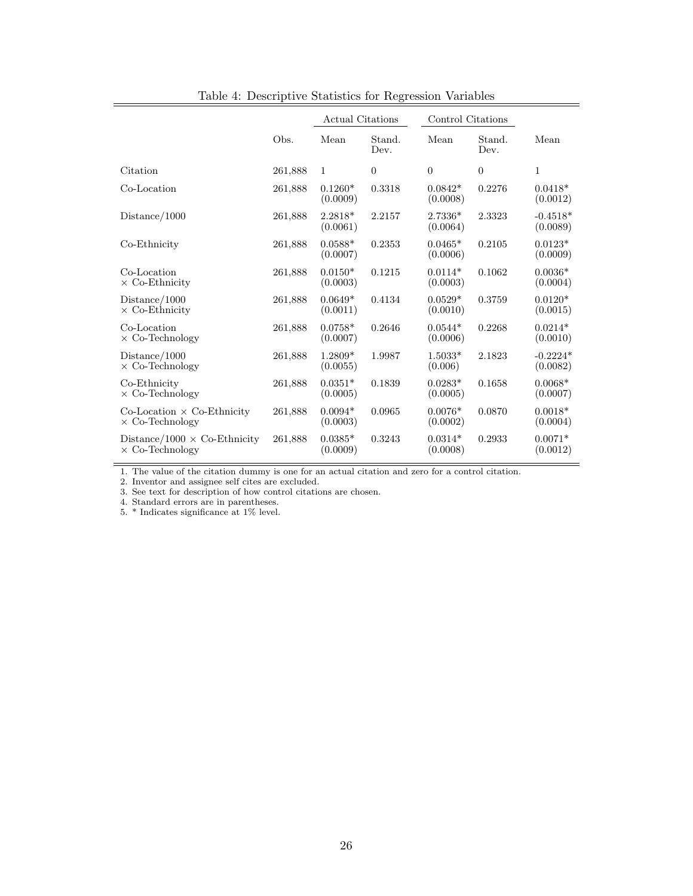Table 4: Descriptive Statistics for Regression Variables

| | Obs. | Actual Citations | | Control Citations | | |
|---|---|---|---|---|---|---|
| | | Mean | Stand. Dev. | Mean | Stand. Dev. | Mean |
| Citation | 261,888 | 1 | 0 | 0 | 0 | 1 |
| Co-Location | 261,888 | 0.1260* (0.0009) | 0.3318 | 0.0842* (0.0008) | 0.2276 | 0.0418* (0.0012) |
| Distance/1000 | 261,888 | 2.2818* (0.0061) | 2.2157 | 2.7336* (0.0064) | 2.3323 | -0.4518* (0.0089) |
| Co-Ethnicity | 261,888 | 0.0588* (0.0007) | 0.2353 | 0.0465* (0.0006) | 0.2105 | 0.0123* (0.0009) |
| Co-Location × Co-Ethnicity | 261,888 | 0.0150* (0.0003) | 0.1215 | 0.0114* (0.0003) | 0.1062 | 0.0036* (0.0004) |
| Distance/1000 × Co-Ethnicity | 261,888 | 0.0649* (0.0011) | 0.4134 | 0.0529* (0.0010) | 0.3759 | 0.0120* (0.0015) |
| Co-Location × Co-Technology | 261,888 | 0.0758* (0.0007) | 0.2646 | 0.0544* (0.0006) | 0.2268 | 0.0214* (0.0010) |
| Distance/1000 × Co-Technology | 261,888 | 1.2809* (0.0055) | 1.9987 | 1.5033* (0.006) | 2.1823 | -0.2224* (0.0082) |
| Co-Ethnicity × Co-Technology | 261,888 | 0.0351* (0.0005) | 0.1839 | 0.0283* (0.0005) | 0.1658 | 0.0068* (0.0007) |
| Co-Location × Co-Ethnicity × Co-Technology | 261,888 | 0.0094* (0.0003) | 0.0965 | 0.0076* (0.0002) | 0.0870 | 0.0018* (0.0004) |
| Distance/1000 × Co-Ethnicity × Co-Technology | 261,888 | 0.0385* (0.0009) | 0.3243 | 0.0314* (0.0008) | 0.2933 | 0.0071* (0.0012) |

1. The value of the citation dummy is one for an actual citation and zero for a control citation.
2. Inventor and assignee self cites are excluded.
3. See text for description of how control citations are chosen.
4. Standard errors are in parentheses.
5. * Indicates significance at 1% level.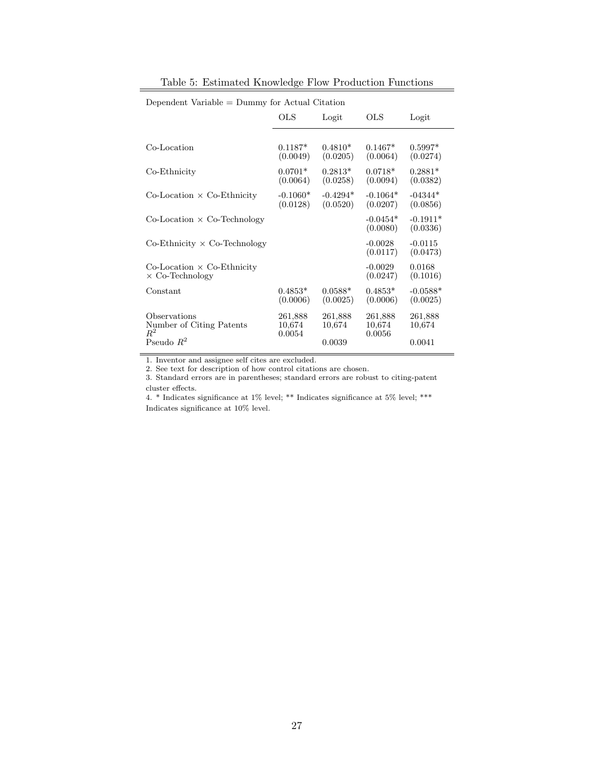Table 5: Estimated Knowledge Flow Production Functions

| Dependent Variable = Dummy for Actual Citation | OLS | Logit | OLS | Logit |
|---|---|---|---|---|
| Co-Location | 0.1187* (0.0049) | 0.4810* (0.0205) | 0.1467* (0.0064) | 0.5997* (0.0274) |
| Co-Ethnicity | 0.0701* (0.0064) | 0.2813* (0.0258) | 0.0718* (0.0094) | 0.2881* (0.0382) |
| Co-Location × Co-Ethnicity | -0.1060* (0.0128) | -0.4294* (0.0520) | -0.1064* (0.0207) | -04344* (0.0856) |
| Co-Location × Co-Technology | | | -0.0454* (0.0080) | -0.1911* (0.0336) |
| Co-Ethnicity × Co-Technology | | | -0.0028 (0.0117) | -0.0115 (0.0473) |
| Co-Location × Co-Ethnicity × Co-Technology | | | -0.0029 (0.0247) | 0.0168 (0.1016) |
| Constant | 0.4853* (0.0006) | 0.0588* (0.0025) | 0.4853* (0.0006) | -0.0588* (0.0025) |
| Observations | 261,888 | 261,888 | 261,888 | 261,888 |
| Number of Citing Patents | 10,674 | 10,674 | 10,674 | 10,674 |
| $R^2$ | 0.0054 | | 0.0056 | |
| Pseudo $R^2$ | | 0.0039 | | 0.0041 |

1. Inventor and assignee self cites are excluded.

2. See text for description of how control citations are chosen.

3. Standard errors are in parentheses; standard errors are robust to citing-patent cluster effects.

4. * Indicates significance at 1% level; ** Indicates significance at 5% level; *** Indicates significance at 10% level.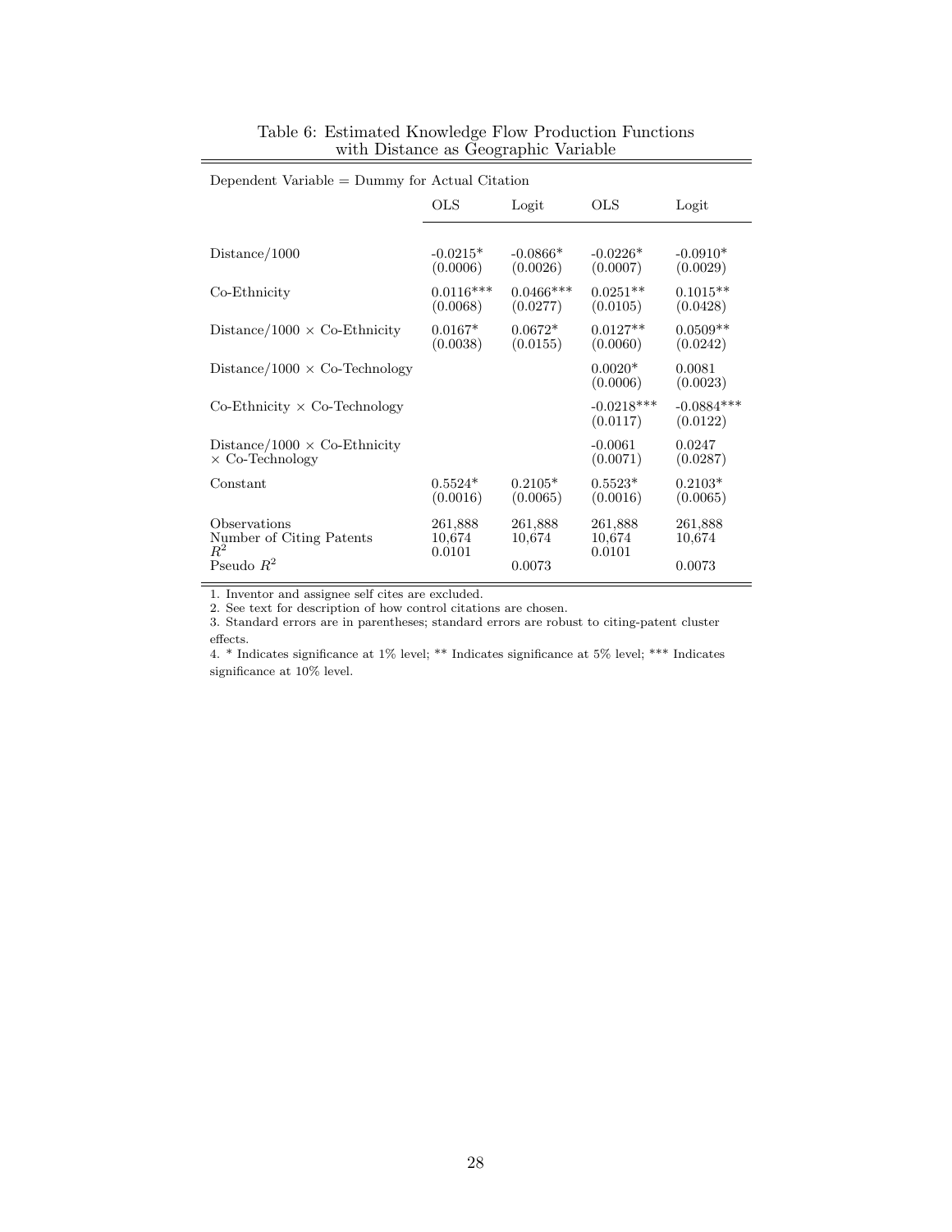Table 6: Estimated Knowledge Flow Production Functions with Distance as Geographic Variable

| Dependent Variable = Dummy for Actual Citation | OLS | Logit | OLS | Logit |
|---|---|---|---|---|
| Distance/1000 | -0.0215* (0.0006) | -0.0866* (0.0026) | -0.0226* (0.0007) | -0.0910* (0.0029) |
| Co-Ethnicity | 0.0116*** (0.0068) | 0.0466*** (0.0277) | 0.0251** (0.0105) | 0.1015** (0.0428) |
| Distance/1000 × Co-Ethnicity | 0.0167* (0.0038) | 0.0672* (0.0155) | 0.0127** (0.0060) | 0.0509** (0.0242) |
| Distance/1000 × Co-Technology | | | 0.0020* (0.0006) | 0.0081 (0.0023) |
| Co-Ethnicity × Co-Technology | | | -0.0218*** (0.0117) | -0.0884*** (0.0122) |
| Distance/1000 × Co-Ethnicity × Co-Technology | | | -0.0061 (0.0071) | 0.0247 (0.0287) |
| Constant | 0.5524* (0.0016) | 0.2105* (0.0065) | 0.5523* (0.0016) | 0.2103* (0.0065) |
| Observations | 261,888 | 261,888 | 261,888 | 261,888 |
| Number of Citing Patents | 10,674 | 10,674 | 10,674 | 10,674 |
| $R^2$ | 0.0101 | | 0.0101 | |
| Pseudo $R^2$ | | 0.0073 | | 0.0073 |

1. Inventor and assignee self cites are excluded.
2. See text for description of how control citations are chosen.
3. Standard errors are in parentheses; standard errors are robust to citing-patent cluster effects.
4. * Indicates significance at 1% level; ** Indicates significance at 5% level; *** Indicates significance at 10% level.